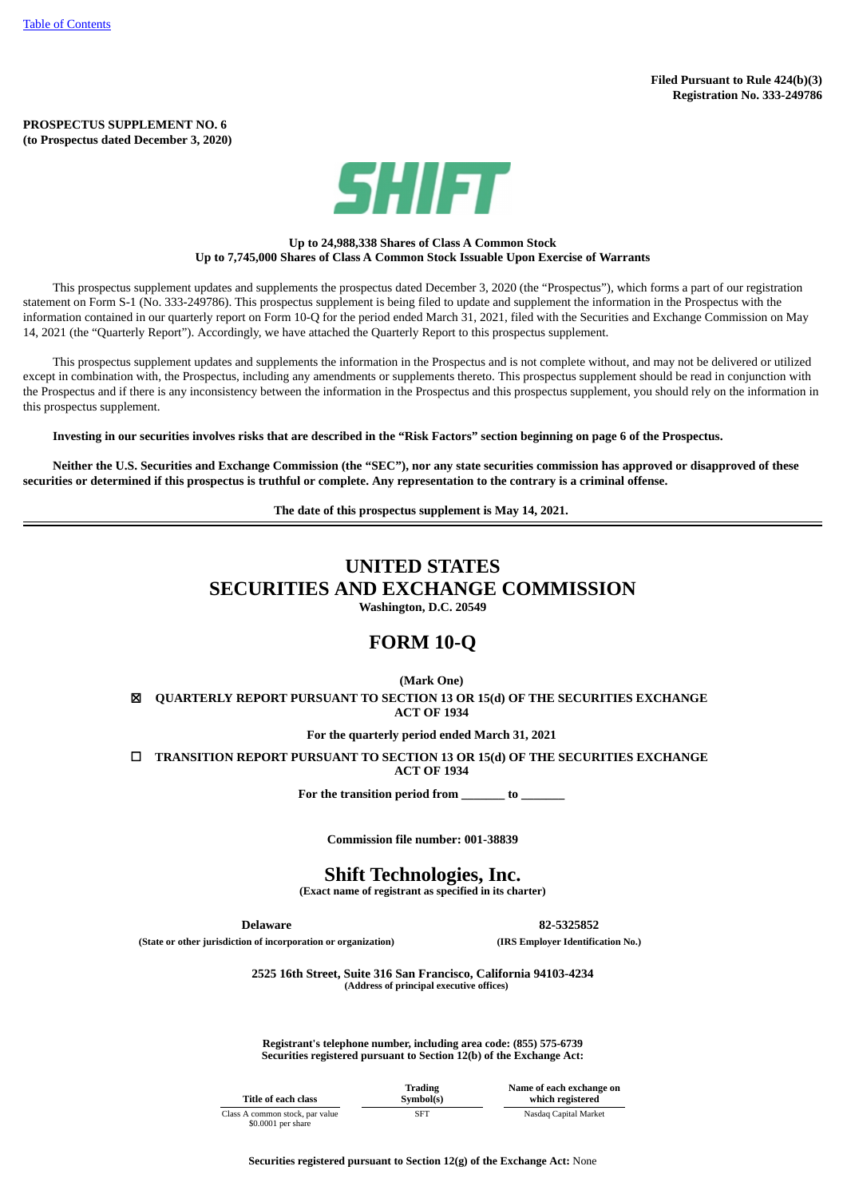Table of Contents

**Filed Pursuant to Rule 424(b)(3)**
**Registration No. 333-249786**

**PROSPECTUS SUPPLEMENT NO. 6**
**(to Prospectus dated December 3, 2020)**

SHIFT

**Up to 24,988,338 Shares of Class A Common Stock**
**Up to 7,745,000 Shares of Class A Common Stock Issuable Upon Exercise of Warrants**

This prospectus supplement updates and supplements the prospectus dated December 3, 2020 (the "Prospectus"), which forms a part of our registration statement on Form S-1 (No. 333-249786). This prospectus supplement is being filed to update and supplement the information in the Prospectus with the information contained in our quarterly report on Form 10-Q for the period ended March 31, 2021, filed with the Securities and Exchange Commission on May 14, 2021 (the "Quarterly Report"). Accordingly, we have attached the Quarterly Report to this prospectus supplement.

This prospectus supplement updates and supplements the information in the Prospectus and is not complete without, and may not be delivered or utilized except in combination with, the Prospectus, including any amendments or supplements thereto. This prospectus supplement should be read in conjunction with the Prospectus and if there is any inconsistency between the information in the Prospectus and this prospectus supplement, you should rely on the information in this prospectus supplement.

**Investing in our securities involves risks that are described in the "Risk Factors" section beginning on page 6 of the Prospectus.**

**Neither the U.S. Securities and Exchange Commission (the "SEC"), nor any state securities commission has approved or disapproved of these securities or determined if this prospectus is truthful or complete. Any representation to the contrary is a criminal offense.**

**The date of this prospectus supplement is May 14, 2021.**

---

# UNITED STATES SECURITIES AND EXCHANGE COMMISSION

**Washington, D.C. 20549**

# FORM 10-Q

**(Mark One)**

☒ **QUARTERLY REPORT PURSUANT TO SECTION 13 OR 15(d) OF THE SECURITIES EXCHANGE ACT OF 1934**

**For the quarterly period ended March 31, 2021**

☐ **TRANSITION REPORT PURSUANT TO SECTION 13 OR 15(d) OF THE SECURITIES EXCHANGE ACT OF 1934**

**For the transition period from _______ to _______**

**Commission file number: 001-38839**

## Shift Technologies, Inc.

**(Exact name of registrant as specified in its charter)**

| **Delaware** | **82-5325852** |
|---|---|
| **(State or other jurisdiction of incorporation or organization)** | **(IRS Employer Identification No.)** |

**2525 16th Street, Suite 316 San Francisco, California 94103-4234**
**(Address of principal executive offices)**

**Registrant's telephone number, including area code: (855) 575-6739**
**Securities registered pursuant to Section 12(b) of the Exchange Act:**

| Title of each class | Trading Symbol(s) | Name of each exchange on which registered |
|---|---|---|
| Class A common stock, par value $0.0001 per share | SFT | Nasdaq Capital Market |

**Securities registered pursuant to Section 12(g) of the Exchange Act:** None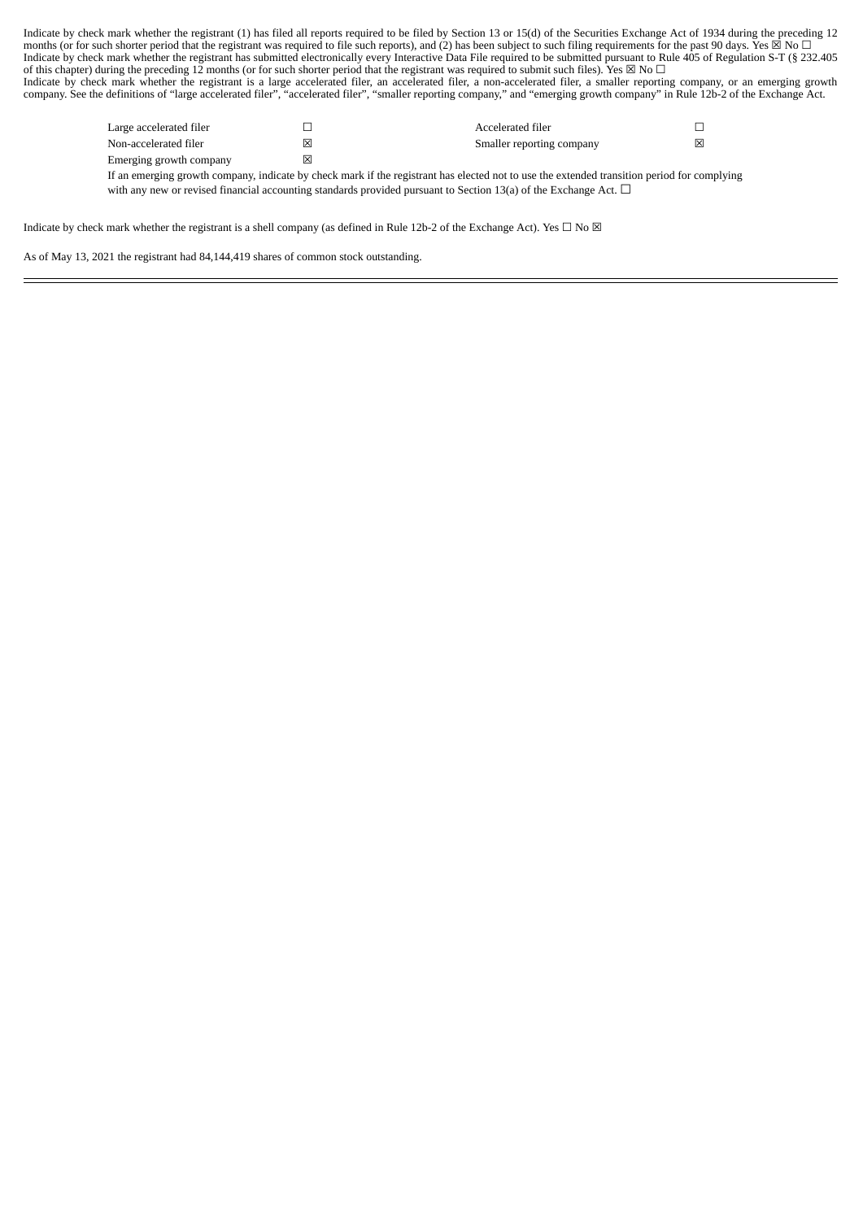Indicate by check mark whether the registrant (1) has filed all reports required to be filed by Section 13 or 15(d) of the Securities Exchange Act of 1934 during the preceding 12 months (or for such shorter period that the registrant was required to file such reports), and (2) has been subject to such filing requirements for the past 90 days. Yes ☒ No ☐

Indicate by check mark whether the registrant has submitted electronically every Interactive Data File required to be submitted pursuant to Rule 405 of Regulation S-T (§ 232.405 of this chapter) during the preceding 12 months (or for such shorter period that the registrant was required to submit such files). Yes ☒ No ☐

Indicate by check mark whether the registrant is a large accelerated filer, an accelerated filer, a non-accelerated filer, a smaller reporting company, or an emerging growth company. See the definitions of "large accelerated filer", "accelerated filer", "smaller reporting company," and "emerging growth company" in Rule 12b-2 of the Exchange Act.

| | | | |
|---|---|---|---|
| Large accelerated filer | ☐ | Accelerated filer | ☐ |
| Non-accelerated filer | ☒ | Smaller reporting company | ☒ |
| Emerging growth company | ☒ | | |

If an emerging growth company, indicate by check mark if the registrant has elected not to use the extended transition period for complying with any new or revised financial accounting standards provided pursuant to Section 13(a) of the Exchange Act. ☐

Indicate by check mark whether the registrant is a shell company (as defined in Rule 12b-2 of the Exchange Act). Yes ☐ No ☒

As of May 13, 2021 the registrant had 84,144,419 shares of common stock outstanding.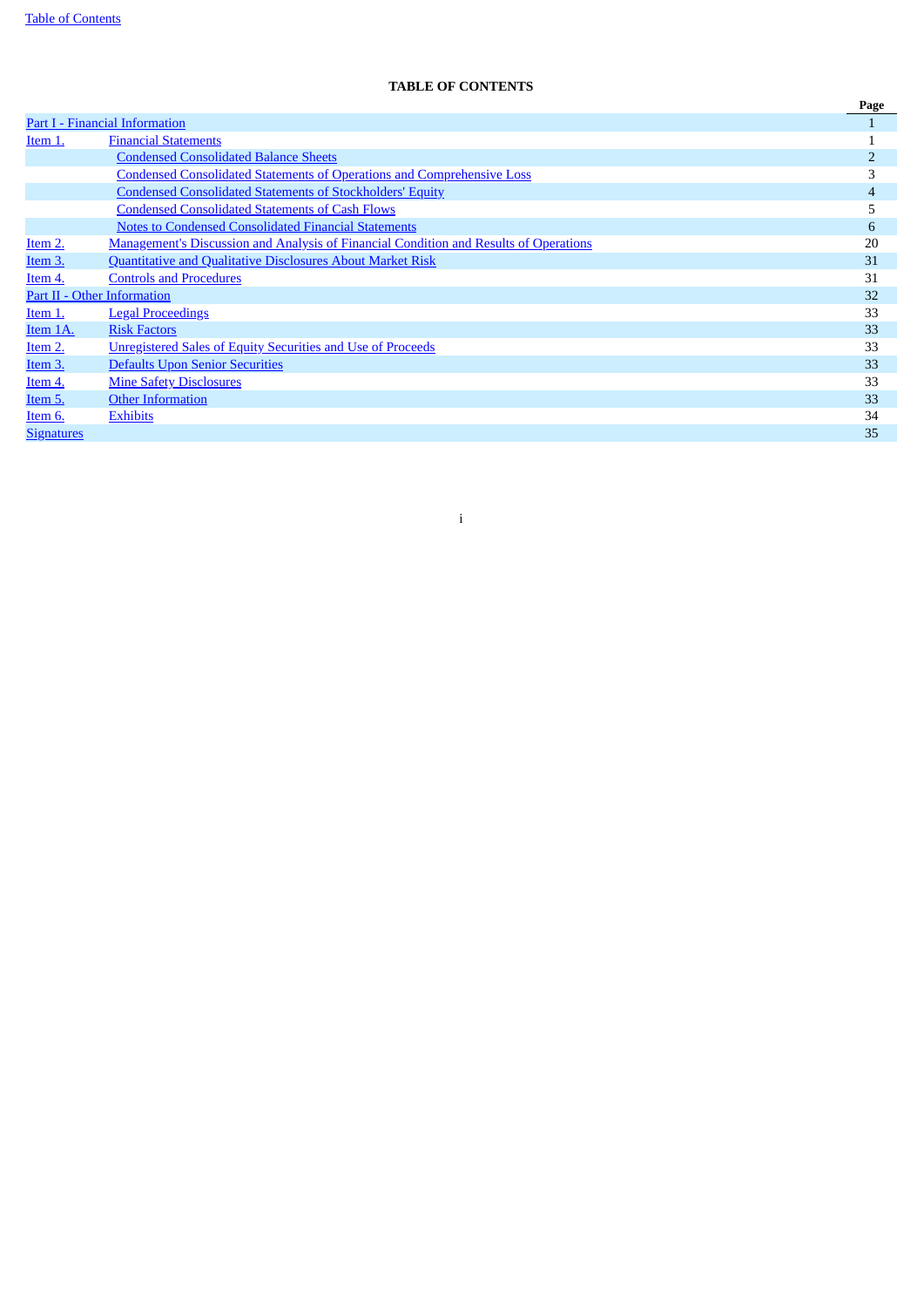**TABLE OF CONTENTS**

| | | Page |
|---|---|---|
| Part I - Financial Information | | 1 |
| Item 1. | Financial Statements | 1 |
| | Condensed Consolidated Balance Sheets | 2 |
| | Condensed Consolidated Statements of Operations and Comprehensive Loss | 3 |
| | Condensed Consolidated Statements of Stockholders' Equity | 4 |
| | Condensed Consolidated Statements of Cash Flows | 5 |
| | Notes to Condensed Consolidated Financial Statements | 6 |
| Item 2. | Management's Discussion and Analysis of Financial Condition and Results of Operations | 20 |
| Item 3. | Quantitative and Qualitative Disclosures About Market Risk | 31 |
| Item 4. | Controls and Procedures | 31 |
| Part II - Other Information | | 32 |
| Item 1. | Legal Proceedings | 33 |
| Item 1A. | Risk Factors | 33 |
| Item 2. | Unregistered Sales of Equity Securities and Use of Proceeds | 33 |
| Item 3. | Defaults Upon Senior Securities | 33 |
| Item 4. | Mine Safety Disclosures | 33 |
| Item 5. | Other Information | 33 |
| Item 6. | Exhibits | 34 |
| Signatures | | 35 |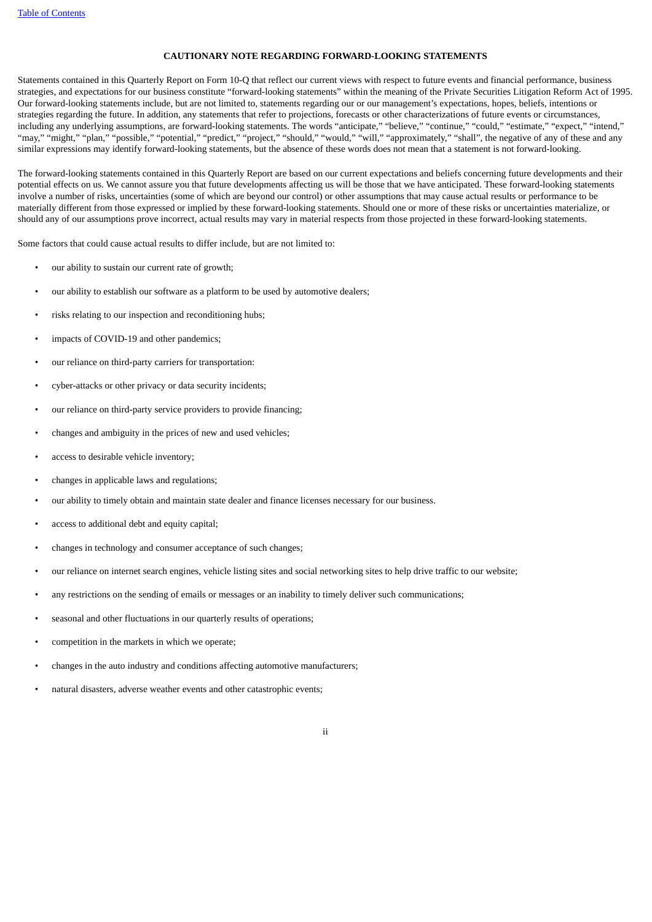## CAUTIONARY NOTE REGARDING FORWARD-LOOKING STATEMENTS

Statements contained in this Quarterly Report on Form 10-Q that reflect our current views with respect to future events and financial performance, business strategies, and expectations for our business constitute "forward-looking statements" within the meaning of the Private Securities Litigation Reform Act of 1995. Our forward-looking statements include, but are not limited to, statements regarding our or our management's expectations, hopes, beliefs, intentions or strategies regarding the future. In addition, any statements that refer to projections, forecasts or other characterizations of future events or circumstances, including any underlying assumptions, are forward-looking statements. The words "anticipate," "believe," "continue," "could," "estimate," "expect," "intend," "may," "might," "plan," "possible," "potential," "predict," "project," "should," "would," "will," "approximately," "shall", the negative of any of these and any similar expressions may identify forward-looking statements, but the absence of these words does not mean that a statement is not forward-looking.

The forward-looking statements contained in this Quarterly Report are based on our current expectations and beliefs concerning future developments and their potential effects on us. We cannot assure you that future developments affecting us will be those that we have anticipated. These forward-looking statements involve a number of risks, uncertainties (some of which are beyond our control) or other assumptions that may cause actual results or performance to be materially different from those expressed or implied by these forward-looking statements. Should one or more of these risks or uncertainties materialize, or should any of our assumptions prove incorrect, actual results may vary in material respects from those projected in these forward-looking statements.

Some factors that could cause actual results to differ include, but are not limited to:

- our ability to sustain our current rate of growth;
- our ability to establish our software as a platform to be used by automotive dealers;
- risks relating to our inspection and reconditioning hubs;
- impacts of COVID-19 and other pandemics;
- our reliance on third-party carriers for transportation:
- cyber-attacks or other privacy or data security incidents;
- our reliance on third-party service providers to provide financing;
- changes and ambiguity in the prices of new and used vehicles;
- access to desirable vehicle inventory;
- changes in applicable laws and regulations;
- our ability to timely obtain and maintain state dealer and finance licenses necessary for our business.
- access to additional debt and equity capital;
- changes in technology and consumer acceptance of such changes;
- our reliance on internet search engines, vehicle listing sites and social networking sites to help drive traffic to our website;
- any restrictions on the sending of emails or messages or an inability to timely deliver such communications;
- seasonal and other fluctuations in our quarterly results of operations;
- competition in the markets in which we operate;
- changes in the auto industry and conditions affecting automotive manufacturers;
- natural disasters, adverse weather events and other catastrophic events;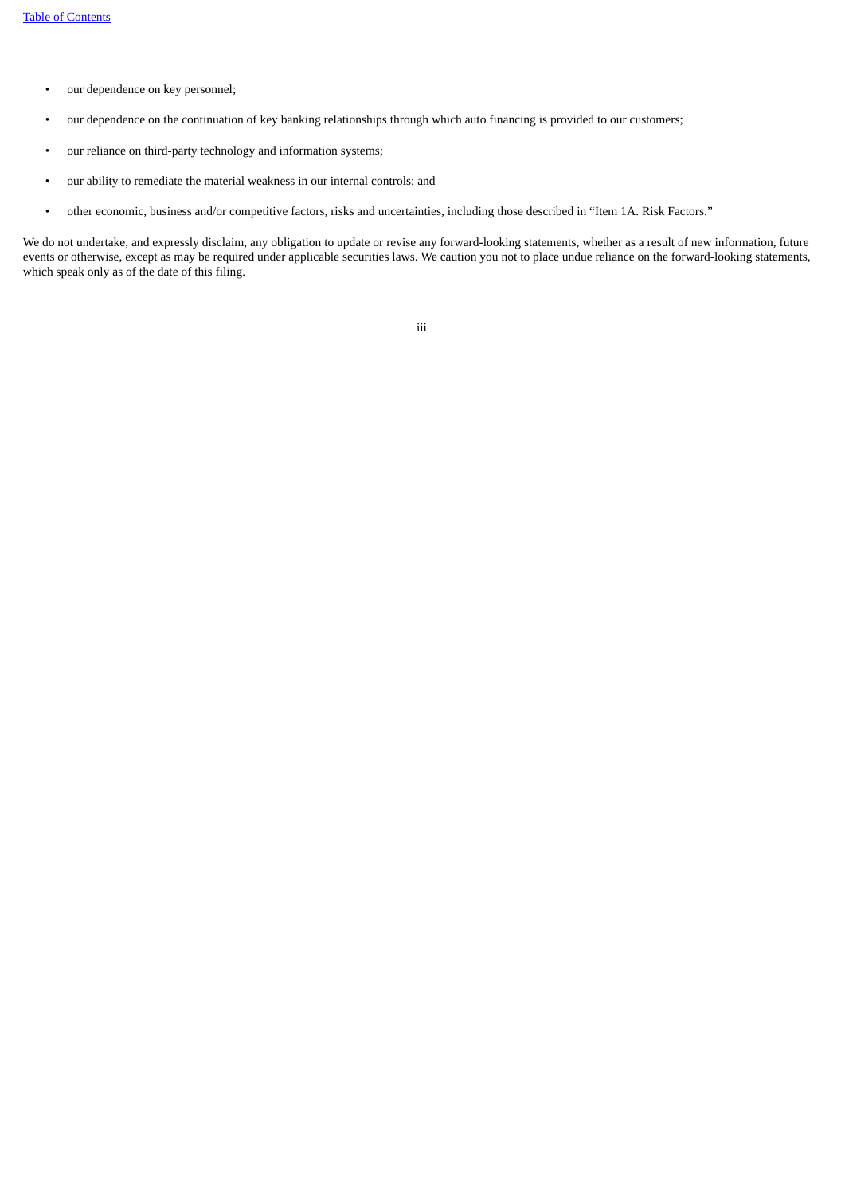- our dependence on key personnel;
- our dependence on the continuation of key banking relationships through which auto financing is provided to our customers;
- our reliance on third-party technology and information systems;
- our ability to remediate the material weakness in our internal controls; and
- other economic, business and/or competitive factors, risks and uncertainties, including those described in "Item 1A. Risk Factors."

We do not undertake, and expressly disclaim, any obligation to update or revise any forward-looking statements, whether as a result of new information, future events or otherwise, except as may be required under applicable securities laws. We caution you not to place undue reliance on the forward-looking statements, which speak only as of the date of this filing.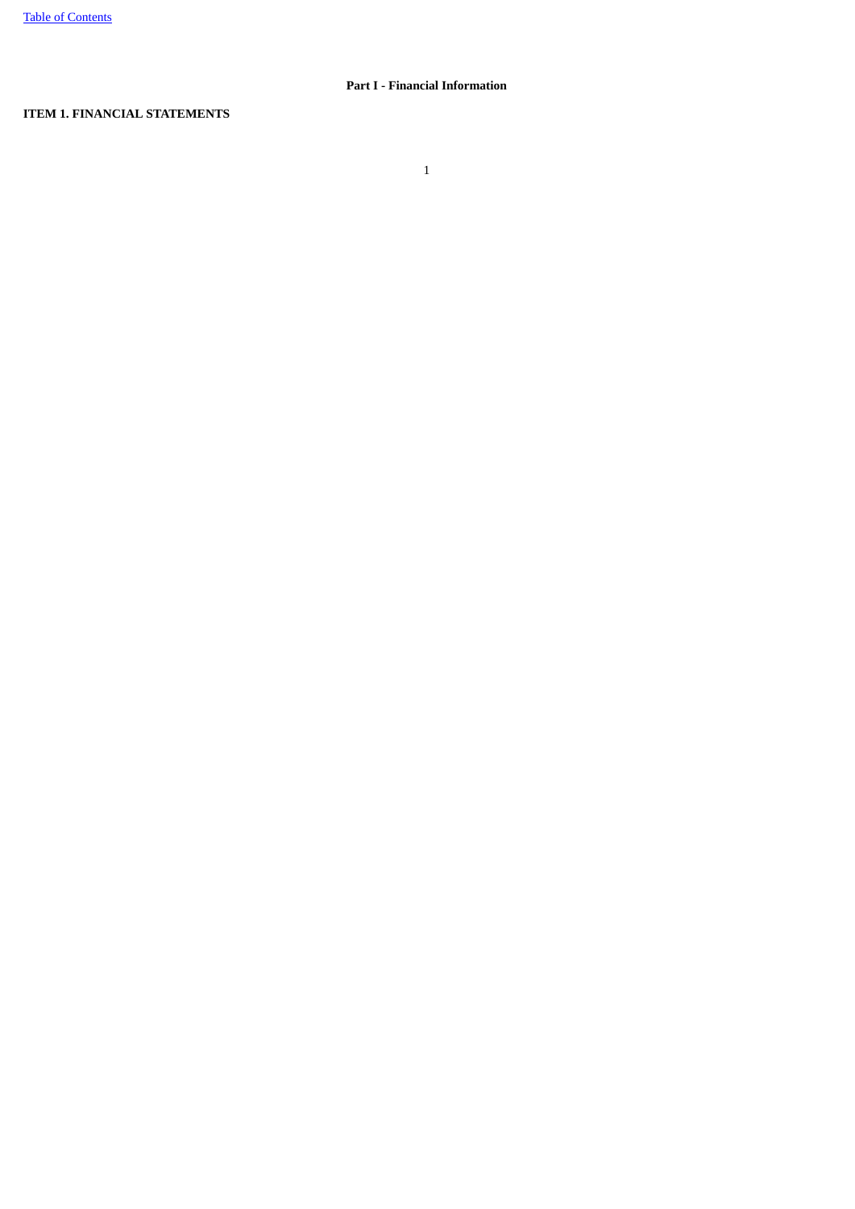**Part I - Financial Information**

**ITEM 1. FINANCIAL STATEMENTS**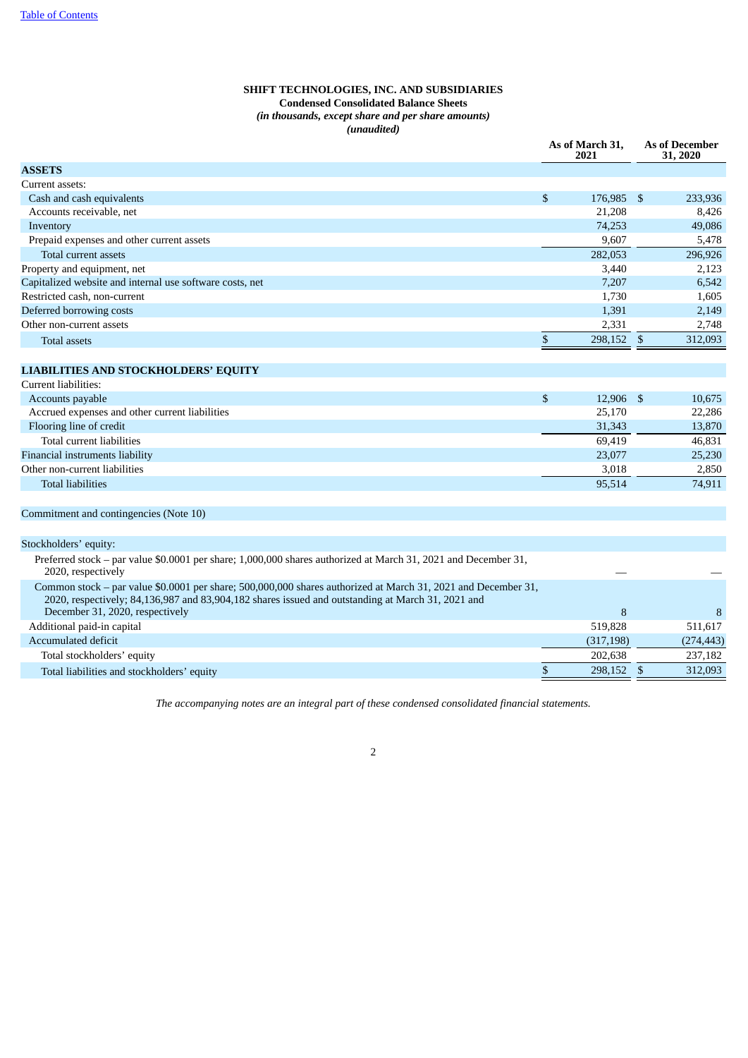[Table of Contents](#)

**SHIFT TECHNOLOGIES, INC. AND SUBSIDIARIES**
**Condensed Consolidated Balance Sheets**
***(in thousands, except share and per share amounts)***
***(unaudited)***

| | As of March 31, 2021 | As of December 31, 2020 |
|---|---|---|
| **ASSETS** | | |
| Current assets: | | |
| Cash and cash equivalents | $ 176,985 | $ 233,936 |
| Accounts receivable, net | 21,208 | 8,426 |
| Inventory | 74,253 | 49,086 |
| Prepaid expenses and other current assets | 9,607 | 5,478 |
| Total current assets | 282,053 | 296,926 |
| Property and equipment, net | 3,440 | 2,123 |
| Capitalized website and internal use software costs, net | 7,207 | 6,542 |
| Restricted cash, non-current | 1,730 | 1,605 |
| Deferred borrowing costs | 1,391 | 2,149 |
| Other non-current assets | 2,331 | 2,748 |
| Total assets | $ 298,152 | $ 312,093 |
| | | |
| **LIABILITIES AND STOCKHOLDERS' EQUITY** | | |
| Current liabilities: | | |
| Accounts payable | $ 12,906 | $ 10,675 |
| Accrued expenses and other current liabilities | 25,170 | 22,286 |
| Flooring line of credit | 31,343 | 13,870 |
| Total current liabilities | 69,419 | 46,831 |
| Financial instruments liability | 23,077 | 25,230 |
| Other non-current liabilities | 3,018 | 2,850 |
| Total liabilities | 95,514 | 74,911 |
| | | |
| Commitment and contingencies (Note 10) | | |
| | | |
| Stockholders' equity: | | |
| Preferred stock – par value $0.0001 per share; 1,000,000 shares authorized at March 31, 2021 and December 31, 2020, respectively | — | — |
| Common stock – par value $0.0001 per share; 500,000,000 shares authorized at March 31, 2021 and December 31, 2020, respectively; 84,136,987 and 83,904,182 shares issued and outstanding at March 31, 2021 and December 31, 2020, respectively | 8 | 8 |
| Additional paid-in capital | 519,828 | 511,617 |
| Accumulated deficit | (317,198) | (274,443) |
| Total stockholders' equity | 202,638 | 237,182 |
| Total liabilities and stockholders' equity | $ 298,152 | $ 312,093 |

*The accompanying notes are an integral part of these condensed consolidated financial statements.*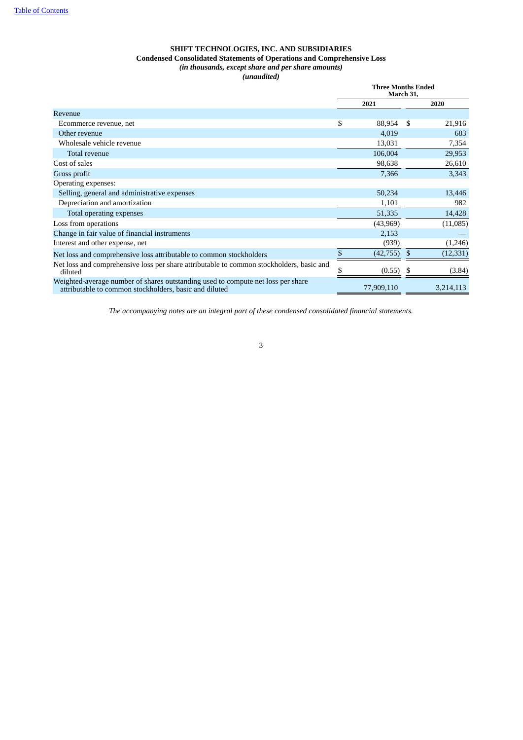[Table of Contents](#)

**SHIFT TECHNOLOGIES, INC. AND SUBSIDIARIES**
**Condensed Consolidated Statements of Operations and Comprehensive Loss**
***(in thousands, except share and per share amounts)***
***(unaudited)***

| | Three Months Ended March 31, | |
|---|---|---|
| | 2021 | 2020 |
| Revenue | | |
| Ecommerce revenue, net | $ 88,954 | $ 21,916 |
| Other revenue | 4,019 | 683 |
| Wholesale vehicle revenue | 13,031 | 7,354 |
| Total revenue | 106,004 | 29,953 |
| Cost of sales | 98,638 | 26,610 |
| Gross profit | 7,366 | 3,343 |
| Operating expenses: | | |
| Selling, general and administrative expenses | 50,234 | 13,446 |
| Depreciation and amortization | 1,101 | 982 |
| Total operating expenses | 51,335 | 14,428 |
| Loss from operations | (43,969) | (11,085) |
| Change in fair value of financial instruments | 2,153 | — |
| Interest and other expense, net | (939) | (1,246) |
| Net loss and comprehensive loss attributable to common stockholders | $ (42,755) | $ (12,331) |
| Net loss and comprehensive loss per share attributable to common stockholders, basic and diluted | $ (0.55) | $ (3.84) |
| Weighted-average number of shares outstanding used to compute net loss per share attributable to common stockholders, basic and diluted | 77,909,110 | 3,214,113 |

*The accompanying notes are an integral part of these condensed consolidated financial statements.*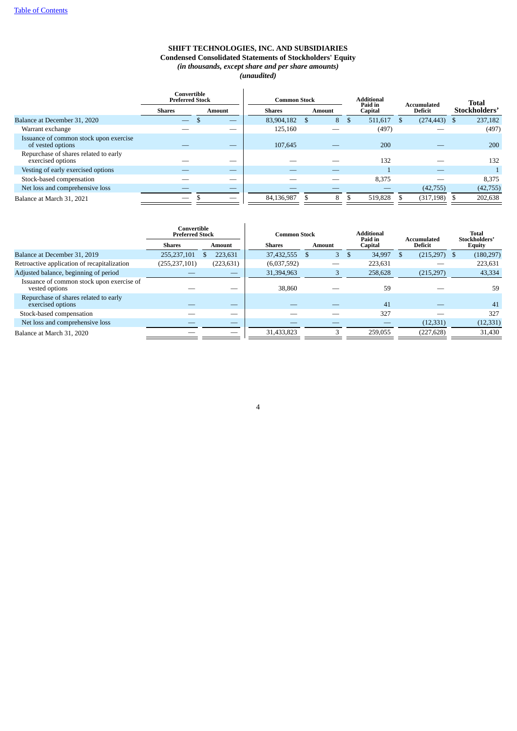**SHIFT TECHNOLOGIES, INC. AND SUBSIDIARIES**
**Condensed Consolidated Statements of Stockholders' Equity**
*(in thousands, except share and per share amounts)*
*(unaudited)*

| | Convertible Preferred Stock | | Common Stock | | Additional Paid in Capital | Accumulated Deficit | Total Stockholders' |
|---|---|---|---|---|---|---|---|
| | Shares | Amount | Shares | Amount | | | |
| Balance at December 31, 2020 | — | $ — | 83,904,182 | $ 8 | $ 511,617 | $ (274,443) | $ 237,182 |
| Warrant exchange | — | — | 125,160 | — | (497) | — | (497) |
| Issuance of common stock upon exercise of vested options | — | — | 107,645 | — | 200 | — | 200 |
| Repurchase of shares related to early exercised options | — | — | — | — | 132 | — | 132 |
| Vesting of early exercised options | — | — | — | — | 1 | — | 1 |
| Stock-based compensation | — | — | — | — | 8,375 | — | 8,375 |
| Net loss and comprehensive loss | — | — | — | — | — | (42,755) | (42,755) |
| Balance at March 31, 2021 | — | $ — | 84,136,987 | $ 8 | $ 519,828 | $ (317,198) | $ 202,638 |

| | Convertible Preferred Stock | | Common Stock | | Additional Paid in Capital | Accumulated Deficit | Total Stockholders' Equity |
|---|---|---|---|---|---|---|---|
| | Shares | Amount | Shares | Amount | | | |
| Balance at December 31, 2019 | 255,237,101 | $ 223,631 | 37,432,555 | $ 3 | $ 34,997 | $ (215,297) | $ (180,297) |
| Retroactive application of recapitalization | (255,237,101) | (223,631) | (6,037,592) | — | 223,631 | — | 223,631 |
| Adjusted balance, beginning of period | — | — | 31,394,963 | 3 | 258,628 | (215,297) | 43,334 |
| Issuance of common stock upon exercise of vested options | — | — | 38,860 | — | 59 | — | 59 |
| Repurchase of shares related to early exercised options | — | — | — | — | 41 | — | 41 |
| Stock-based compensation | — | — | — | — | 327 | — | 327 |
| Net loss and comprehensive loss | — | — | — | — | — | (12,331) | (12,331) |
| Balance at March 31, 2020 | — | — | 31,433,823 | 3 | 259,055 | (227,628) | 31,430 |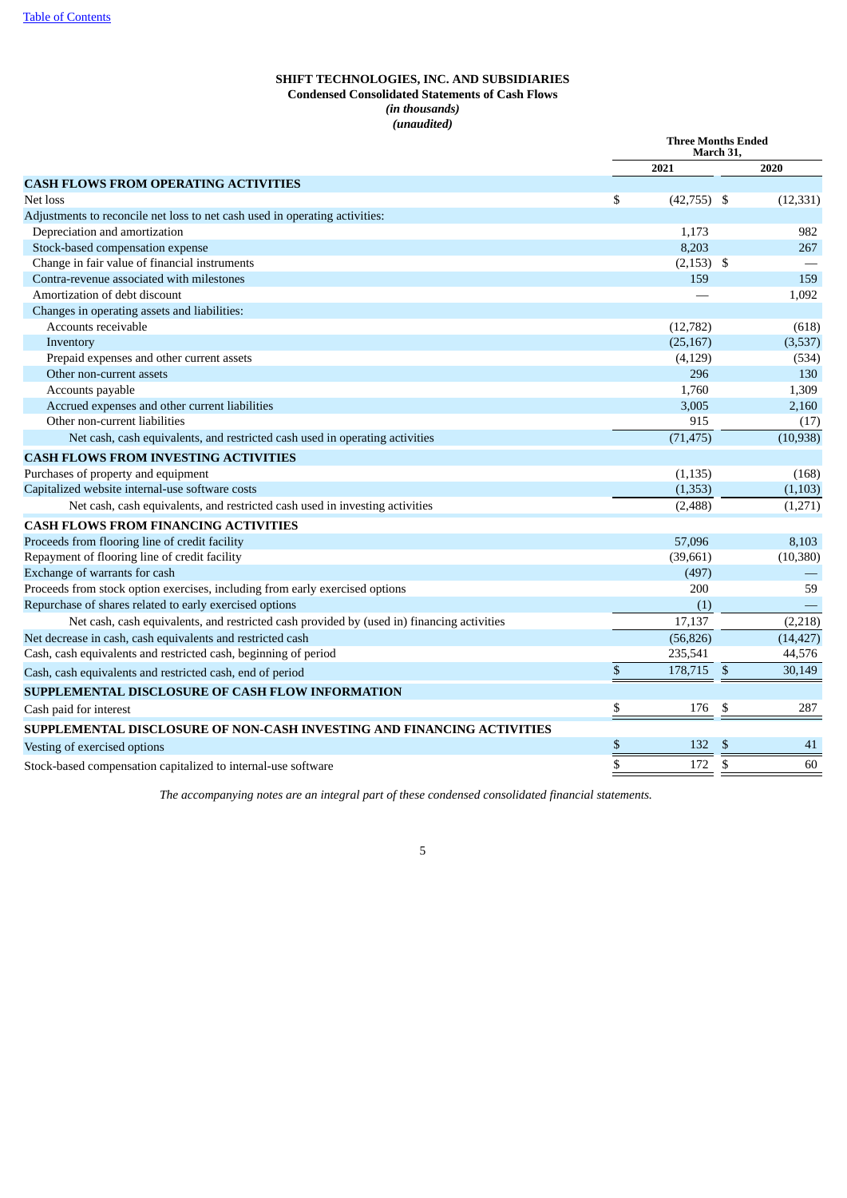[Table of Contents](#)

# SHIFT TECHNOLOGIES, INC. AND SUBSIDIARIES
## Condensed Consolidated Statements of Cash Flows
*(in thousands)*
*(unaudited)*

| | Three Months Ended March 31, | |
|---|---|---|
| | 2021 | 2020 |
| **CASH FLOWS FROM OPERATING ACTIVITIES** | | |
| Net loss | $ (42,755) | $ (12,331) |
| Adjustments to reconcile net loss to net cash used in operating activities: | | |
| Depreciation and amortization | 1,173 | 982 |
| Stock-based compensation expense | 8,203 | 267 |
| Change in fair value of financial instruments | (2,153) | $ — |
| Contra-revenue associated with milestones | 159 | 159 |
| Amortization of debt discount | — | 1,092 |
| Changes in operating assets and liabilities: | | |
| Accounts receivable | (12,782) | (618) |
| Inventory | (25,167) | (3,537) |
| Prepaid expenses and other current assets | (4,129) | (534) |
| Other non-current assets | 296 | 130 |
| Accounts payable | 1,760 | 1,309 |
| Accrued expenses and other current liabilities | 3,005 | 2,160 |
| Other non-current liabilities | 915 | (17) |
| Net cash, cash equivalents, and restricted cash used in operating activities | (71,475) | (10,938) |
| **CASH FLOWS FROM INVESTING ACTIVITIES** | | |
| Purchases of property and equipment | (1,135) | (168) |
| Capitalized website internal-use software costs | (1,353) | (1,103) |
| Net cash, cash equivalents, and restricted cash used in investing activities | (2,488) | (1,271) |
| **CASH FLOWS FROM FINANCING ACTIVITIES** | | |
| Proceeds from flooring line of credit facility | 57,096 | 8,103 |
| Repayment of flooring line of credit facility | (39,661) | (10,380) |
| Exchange of warrants for cash | (497) | — |
| Proceeds from stock option exercises, including from early exercised options | 200 | 59 |
| Repurchase of shares related to early exercised options | (1) | — |
| Net cash, cash equivalents, and restricted cash provided by (used in) financing activities | 17,137 | (2,218) |
| Net decrease in cash, cash equivalents and restricted cash | (56,826) | (14,427) |
| Cash, cash equivalents and restricted cash, beginning of period | 235,541 | 44,576 |
| Cash, cash equivalents and restricted cash, end of period | $ 178,715 | $ 30,149 |
| **SUPPLEMENTAL DISCLOSURE OF CASH FLOW INFORMATION** | | |
| Cash paid for interest | $ 176 | $ 287 |
| **SUPPLEMENTAL DISCLOSURE OF NON-CASH INVESTING AND FINANCING ACTIVITIES** | | |
| Vesting of exercised options | $ 132 | $ 41 |
| Stock-based compensation capitalized to internal-use software | $ 172 | $ 60 |

*The accompanying notes are an integral part of these condensed consolidated financial statements.*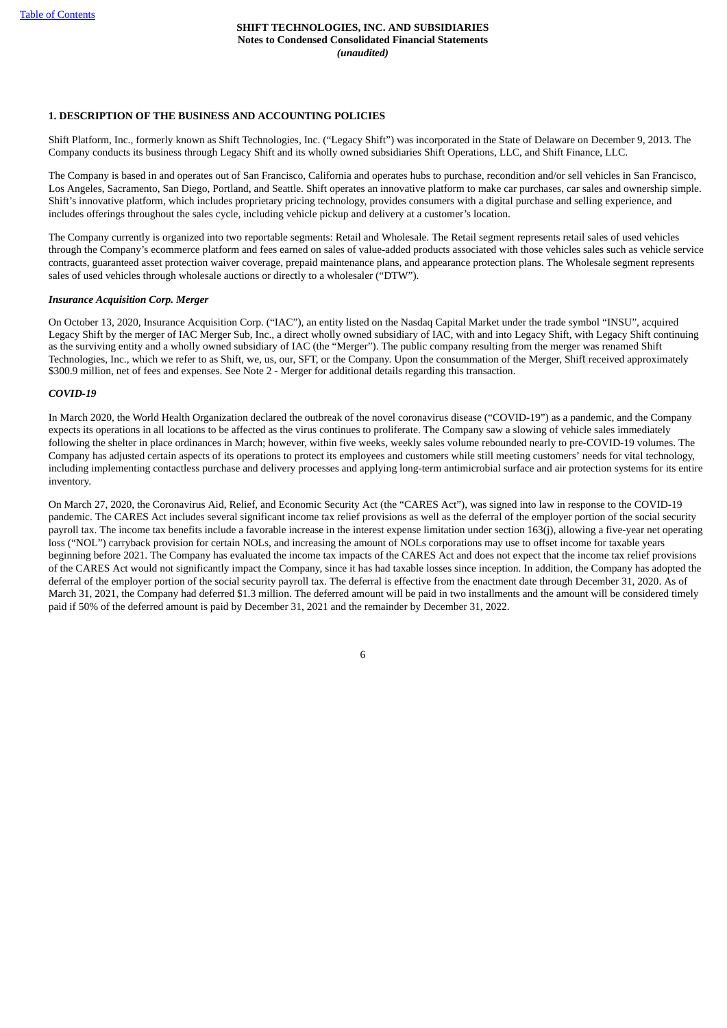**SHIFT TECHNOLOGIES, INC. AND SUBSIDIARIES**
**Notes to Condensed Consolidated Financial Statements**
***(unaudited)***

## 1. DESCRIPTION OF THE BUSINESS AND ACCOUNTING POLICIES

Shift Platform, Inc., formerly known as Shift Technologies, Inc. ("Legacy Shift") was incorporated in the State of Delaware on December 9, 2013. The Company conducts its business through Legacy Shift and its wholly owned subsidiaries Shift Operations, LLC, and Shift Finance, LLC.

The Company is based in and operates out of San Francisco, California and operates hubs to purchase, recondition and/or sell vehicles in San Francisco, Los Angeles, Sacramento, San Diego, Portland, and Seattle. Shift operates an innovative platform to make car purchases, car sales and ownership simple. Shift's innovative platform, which includes proprietary pricing technology, provides consumers with a digital purchase and selling experience, and includes offerings throughout the sales cycle, including vehicle pickup and delivery at a customer's location.

The Company currently is organized into two reportable segments: Retail and Wholesale. The Retail segment represents retail sales of used vehicles through the Company's ecommerce platform and fees earned on sales of value-added products associated with those vehicles sales such as vehicle service contracts, guaranteed asset protection waiver coverage, prepaid maintenance plans, and appearance protection plans. The Wholesale segment represents sales of used vehicles through wholesale auctions or directly to a wholesaler ("DTW").

### *Insurance Acquisition Corp. Merger*

On October 13, 2020, Insurance Acquisition Corp. ("IAC"), an entity listed on the Nasdaq Capital Market under the trade symbol "INSU", acquired Legacy Shift by the merger of IAC Merger Sub, Inc., a direct wholly owned subsidiary of IAC, with and into Legacy Shift, with Legacy Shift continuing as the surviving entity and a wholly owned subsidiary of IAC (the "Merger"). The public company resulting from the merger was renamed Shift Technologies, Inc., which we refer to as Shift, we, us, our, SFT, or the Company. Upon the consummation of the Merger, Shift received approximately $300.9 million, net of fees and expenses. See Note 2 - Merger for additional details regarding this transaction.

### *COVID-19*

In March 2020, the World Health Organization declared the outbreak of the novel coronavirus disease ("COVID-19") as a pandemic, and the Company expects its operations in all locations to be affected as the virus continues to proliferate. The Company saw a slowing of vehicle sales immediately following the shelter in place ordinances in March; however, within five weeks, weekly sales volume rebounded nearly to pre-COVID-19 volumes. The Company has adjusted certain aspects of its operations to protect its employees and customers while still meeting customers' needs for vital technology, including implementing contactless purchase and delivery processes and applying long-term antimicrobial surface and air protection systems for its entire inventory.

On March 27, 2020, the Coronavirus Aid, Relief, and Economic Security Act (the "CARES Act"), was signed into law in response to the COVID-19 pandemic. The CARES Act includes several significant income tax relief provisions as well as the deferral of the employer portion of the social security payroll tax. The income tax benefits include a favorable increase in the interest expense limitation under section 163(j), allowing a five-year net operating loss ("NOL") carryback provision for certain NOLs, and increasing the amount of NOLs corporations may use to offset income for taxable years beginning before 2021. The Company has evaluated the income tax impacts of the CARES Act and does not expect that the income tax relief provisions of the CARES Act would not significantly impact the Company, since it has had taxable losses since inception. In addition, the Company has adopted the deferral of the employer portion of the social security payroll tax. The deferral is effective from the enactment date through December 31, 2020. As of March 31, 2021, the Company had deferred $1.3 million. The deferred amount will be paid in two installments and the amount will be considered timely paid if 50% of the deferred amount is paid by December 31, 2021 and the remainder by December 31, 2022.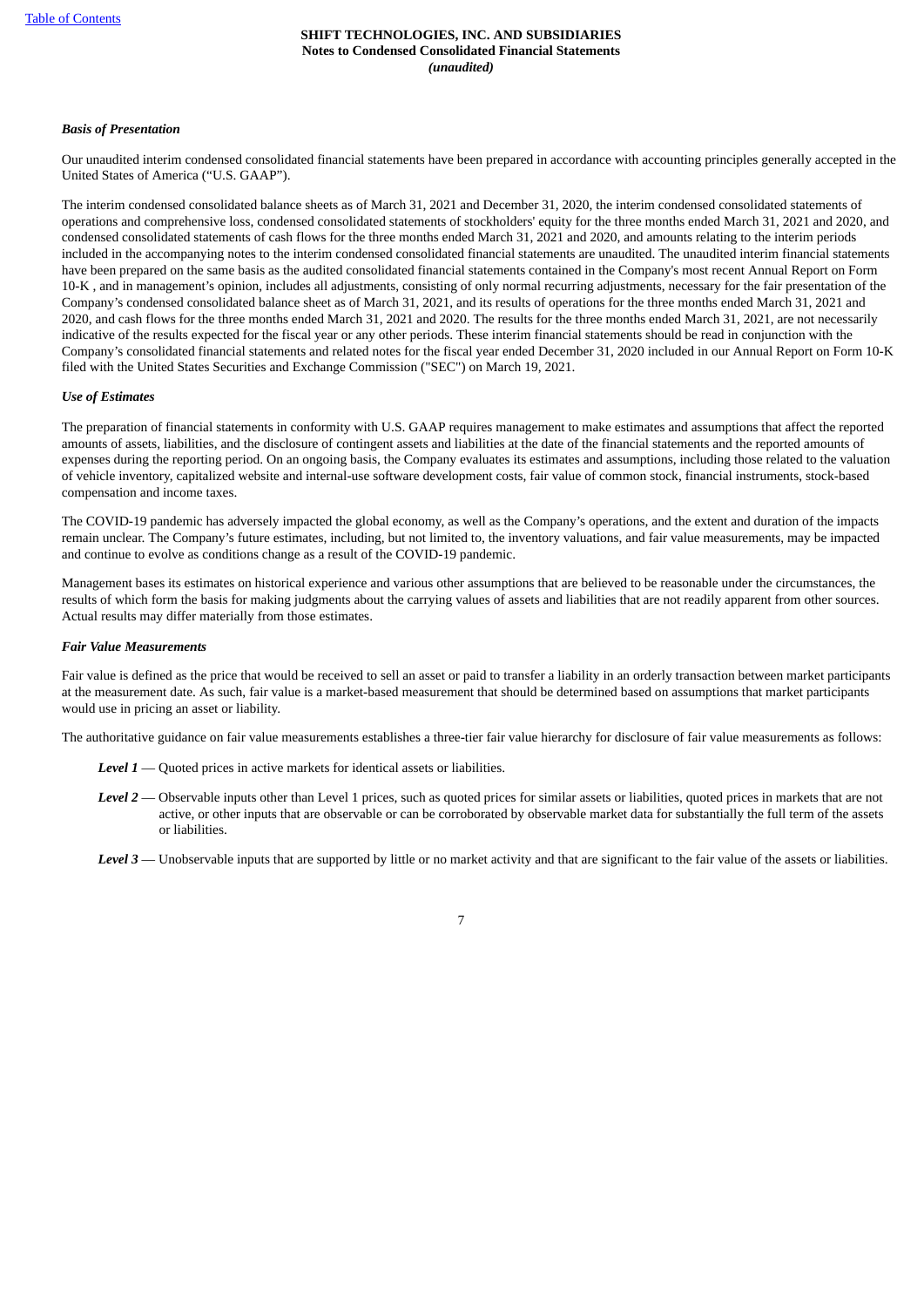***Basis of Presentation***

Our unaudited interim condensed consolidated financial statements have been prepared in accordance with accounting principles generally accepted in the United States of America ("U.S. GAAP").

The interim condensed consolidated balance sheets as of March 31, 2021 and December 31, 2020, the interim condensed consolidated statements of operations and comprehensive loss, condensed consolidated statements of stockholders' equity for the three months ended March 31, 2021 and 2020, and condensed consolidated statements of cash flows for the three months ended March 31, 2021 and 2020, and amounts relating to the interim periods included in the accompanying notes to the interim condensed consolidated financial statements are unaudited. The unaudited interim financial statements have been prepared on the same basis as the audited consolidated financial statements contained in the Company's most recent Annual Report on Form 10-K , and in management's opinion, includes all adjustments, consisting of only normal recurring adjustments, necessary for the fair presentation of the Company's condensed consolidated balance sheet as of March 31, 2021, and its results of operations for the three months ended March 31, 2021 and 2020, and cash flows for the three months ended March 31, 2021 and 2020. The results for the three months ended March 31, 2021, are not necessarily indicative of the results expected for the fiscal year or any other periods. These interim financial statements should be read in conjunction with the Company's consolidated financial statements and related notes for the fiscal year ended December 31, 2020 included in our Annual Report on Form 10-K filed with the United States Securities and Exchange Commission ("SEC") on March 19, 2021.

***Use of Estimates***

The preparation of financial statements in conformity with U.S. GAAP requires management to make estimates and assumptions that affect the reported amounts of assets, liabilities, and the disclosure of contingent assets and liabilities at the date of the financial statements and the reported amounts of expenses during the reporting period. On an ongoing basis, the Company evaluates its estimates and assumptions, including those related to the valuation of vehicle inventory, capitalized website and internal-use software development costs, fair value of common stock, financial instruments, stock-based compensation and income taxes.

The COVID-19 pandemic has adversely impacted the global economy, as well as the Company's operations, and the extent and duration of the impacts remain unclear. The Company's future estimates, including, but not limited to, the inventory valuations, and fair value measurements, may be impacted and continue to evolve as conditions change as a result of the COVID-19 pandemic.

Management bases its estimates on historical experience and various other assumptions that are believed to be reasonable under the circumstances, the results of which form the basis for making judgments about the carrying values of assets and liabilities that are not readily apparent from other sources. Actual results may differ materially from those estimates.

***Fair Value Measurements***

Fair value is defined as the price that would be received to sell an asset or paid to transfer a liability in an orderly transaction between market participants at the measurement date. As such, fair value is a market-based measurement that should be determined based on assumptions that market participants would use in pricing an asset or liability.

The authoritative guidance on fair value measurements establishes a three-tier fair value hierarchy for disclosure of fair value measurements as follows:

***Level 1*** — Quoted prices in active markets for identical assets or liabilities.

***Level 2*** — Observable inputs other than Level 1 prices, such as quoted prices for similar assets or liabilities, quoted prices in markets that are not active, or other inputs that are observable or can be corroborated by observable market data for substantially the full term of the assets or liabilities.

***Level 3*** — Unobservable inputs that are supported by little or no market activity and that are significant to the fair value of the assets or liabilities.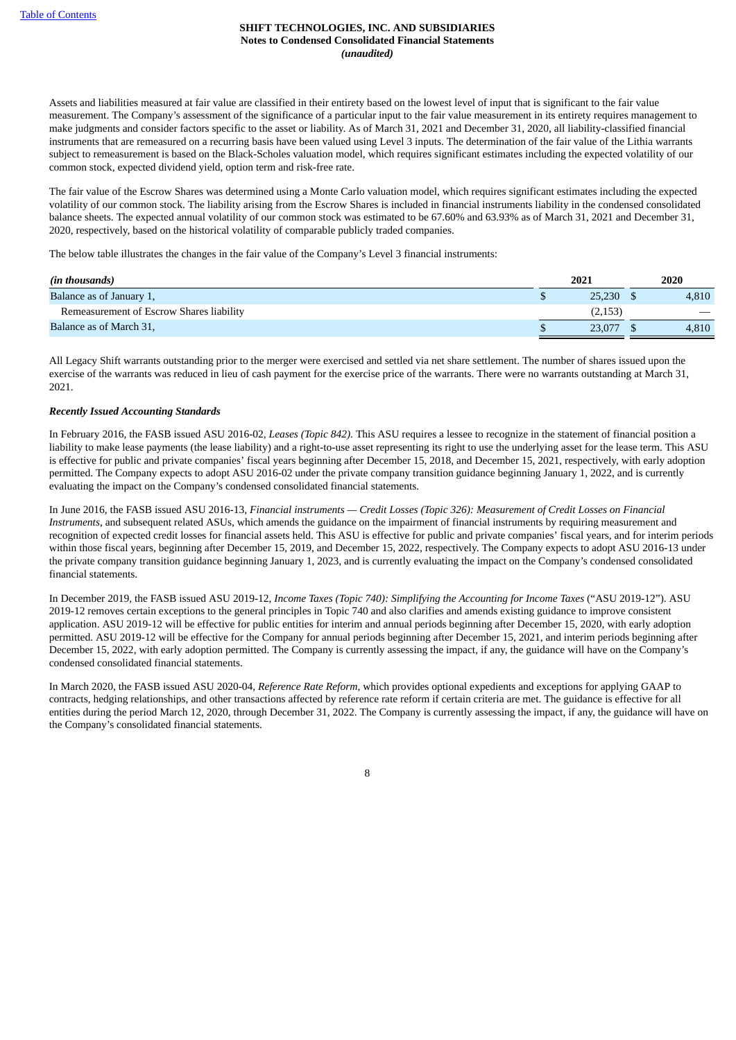Assets and liabilities measured at fair value are classified in their entirety based on the lowest level of input that is significant to the fair value measurement. The Company's assessment of the significance of a particular input to the fair value measurement in its entirety requires management to make judgments and consider factors specific to the asset or liability. As of March 31, 2021 and December 31, 2020, all liability-classified financial instruments that are remeasured on a recurring basis have been valued using Level 3 inputs. The determination of the fair value of the Lithia warrants subject to remeasurement is based on the Black-Scholes valuation model, which requires significant estimates including the expected volatility of our common stock, expected dividend yield, option term and risk-free rate.

The fair value of the Escrow Shares was determined using a Monte Carlo valuation model, which requires significant estimates including the expected volatility of our common stock. The liability arising from the Escrow Shares is included in financial instruments liability in the condensed consolidated balance sheets. The expected annual volatility of our common stock was estimated to be 67.60% and 63.93% as of March 31, 2021 and December 31, 2020, respectively, based on the historical volatility of comparable publicly traded companies.

The below table illustrates the changes in the fair value of the Company's Level 3 financial instruments:

| *(in thousands)* | 2021 | 2020 |
|---|---|---|
| Balance as of January 1, | $ 25,230 | $ 4,810 |
| Remeasurement of Escrow Shares liability | (2,153) | — |
| Balance as of March 31, | $ 23,077 | $ 4,810 |

All Legacy Shift warrants outstanding prior to the merger were exercised and settled via net share settlement. The number of shares issued upon the exercise of the warrants was reduced in lieu of cash payment for the exercise price of the warrants. There were no warrants outstanding at March 31, 2021.

***Recently Issued Accounting Standards***

In February 2016, the FASB issued ASU 2016-02, *Leases (Topic 842)*. This ASU requires a lessee to recognize in the statement of financial position a liability to make lease payments (the lease liability) and a right-to-use asset representing its right to use the underlying asset for the lease term. This ASU is effective for public and private companies' fiscal years beginning after December 15, 2018, and December 15, 2021, respectively, with early adoption permitted. The Company expects to adopt ASU 2016-02 under the private company transition guidance beginning January 1, 2022, and is currently evaluating the impact on the Company's condensed consolidated financial statements.

In June 2016, the FASB issued ASU 2016-13, *Financial instruments — Credit Losses (Topic 326): Measurement of Credit Losses on Financial Instruments*, and subsequent related ASUs, which amends the guidance on the impairment of financial instruments by requiring measurement and recognition of expected credit losses for financial assets held. This ASU is effective for public and private companies' fiscal years, and for interim periods within those fiscal years, beginning after December 15, 2019, and December 15, 2022, respectively. The Company expects to adopt ASU 2016-13 under the private company transition guidance beginning January 1, 2023, and is currently evaluating the impact on the Company's condensed consolidated financial statements.

In December 2019, the FASB issued ASU 2019-12, *Income Taxes (Topic 740): Simplifying the Accounting for Income Taxes* ("ASU 2019-12"). ASU 2019-12 removes certain exceptions to the general principles in Topic 740 and also clarifies and amends existing guidance to improve consistent application. ASU 2019-12 will be effective for public entities for interim and annual periods beginning after December 15, 2020, with early adoption permitted. ASU 2019-12 will be effective for the Company for annual periods beginning after December 15, 2021, and interim periods beginning after December 15, 2022, with early adoption permitted. The Company is currently assessing the impact, if any, the guidance will have on the Company's condensed consolidated financial statements.

In March 2020, the FASB issued ASU 2020-04, *Reference Rate Reform*, which provides optional expedients and exceptions for applying GAAP to contracts, hedging relationships, and other transactions affected by reference rate reform if certain criteria are met. The guidance is effective for all entities during the period March 12, 2020, through December 31, 2022. The Company is currently assessing the impact, if any, the guidance will have on the Company's consolidated financial statements.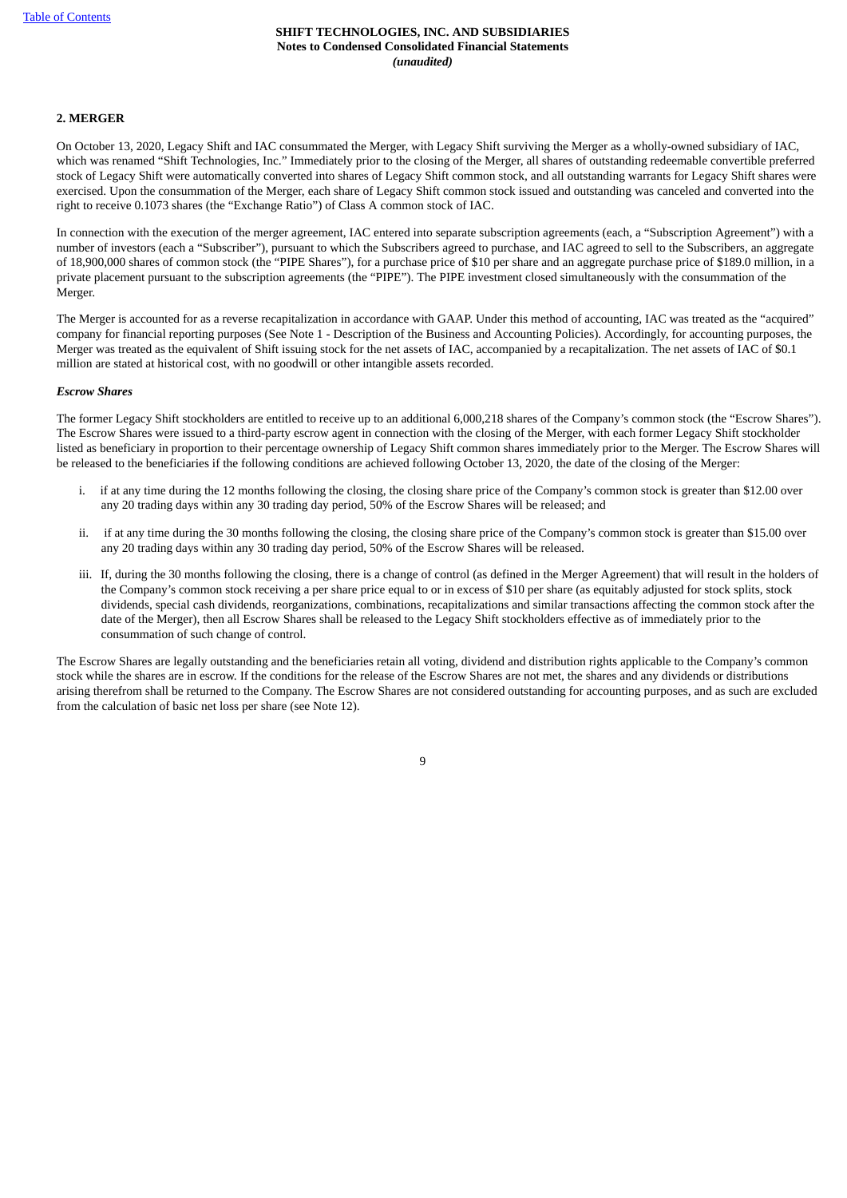## 2. MERGER

On October 13, 2020, Legacy Shift and IAC consummated the Merger, with Legacy Shift surviving the Merger as a wholly-owned subsidiary of IAC, which was renamed "Shift Technologies, Inc." Immediately prior to the closing of the Merger, all shares of outstanding redeemable convertible preferred stock of Legacy Shift were automatically converted into shares of Legacy Shift common stock, and all outstanding warrants for Legacy Shift shares were exercised. Upon the consummation of the Merger, each share of Legacy Shift common stock issued and outstanding was canceled and converted into the right to receive 0.1073 shares (the "Exchange Ratio") of Class A common stock of IAC.

In connection with the execution of the merger agreement, IAC entered into separate subscription agreements (each, a "Subscription Agreement") with a number of investors (each a "Subscriber"), pursuant to which the Subscribers agreed to purchase, and IAC agreed to sell to the Subscribers, an aggregate of 18,900,000 shares of common stock (the "PIPE Shares"), for a purchase price of $10 per share and an aggregate purchase price of $189.0 million, in a private placement pursuant to the subscription agreements (the "PIPE"). The PIPE investment closed simultaneously with the consummation of the Merger.

The Merger is accounted for as a reverse recapitalization in accordance with GAAP. Under this method of accounting, IAC was treated as the "acquired" company for financial reporting purposes (See Note 1 - Description of the Business and Accounting Policies). Accordingly, for accounting purposes, the Merger was treated as the equivalent of Shift issuing stock for the net assets of IAC, accompanied by a recapitalization. The net assets of IAC of $0.1 million are stated at historical cost, with no goodwill or other intangible assets recorded.

### *Escrow Shares*

The former Legacy Shift stockholders are entitled to receive up to an additional 6,000,218 shares of the Company's common stock (the "Escrow Shares"). The Escrow Shares were issued to a third-party escrow agent in connection with the closing of the Merger, with each former Legacy Shift stockholder listed as beneficiary in proportion to their percentage ownership of Legacy Shift common shares immediately prior to the Merger. The Escrow Shares will be released to the beneficiaries if the following conditions are achieved following October 13, 2020, the date of the closing of the Merger:

i. if at any time during the 12 months following the closing, the closing share price of the Company's common stock is greater than $12.00 over any 20 trading days within any 30 trading day period, 50% of the Escrow Shares will be released; and

ii. if at any time during the 30 months following the closing, the closing share price of the Company's common stock is greater than $15.00 over any 20 trading days within any 30 trading day period, 50% of the Escrow Shares will be released.

iii. If, during the 30 months following the closing, there is a change of control (as defined in the Merger Agreement) that will result in the holders of the Company's common stock receiving a per share price equal to or in excess of $10 per share (as equitably adjusted for stock splits, stock dividends, special cash dividends, reorganizations, combinations, recapitalizations and similar transactions affecting the common stock after the date of the Merger), then all Escrow Shares shall be released to the Legacy Shift stockholders effective as of immediately prior to the consummation of such change of control.

The Escrow Shares are legally outstanding and the beneficiaries retain all voting, dividend and distribution rights applicable to the Company's common stock while the shares are in escrow. If the conditions for the release of the Escrow Shares are not met, the shares and any dividends or distributions arising therefrom shall be returned to the Company. The Escrow Shares are not considered outstanding for accounting purposes, and as such are excluded from the calculation of basic net loss per share (see Note 12).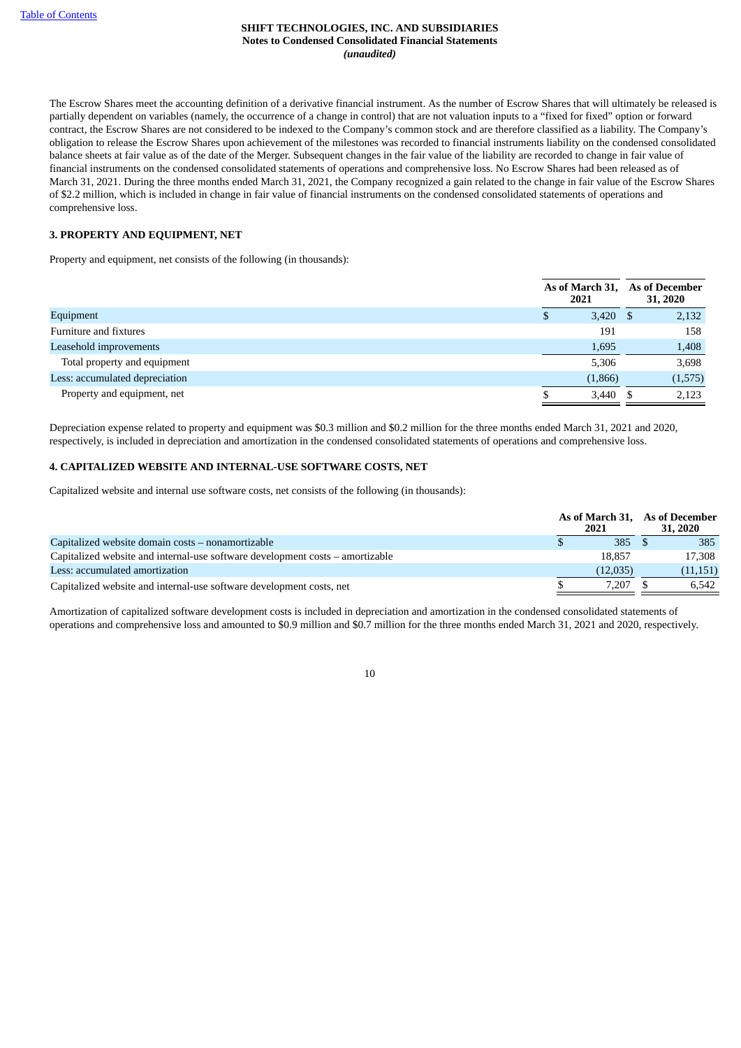The Escrow Shares meet the accounting definition of a derivative financial instrument. As the number of Escrow Shares that will ultimately be released is partially dependent on variables (namely, the occurrence of a change in control) that are not valuation inputs to a "fixed for fixed" option or forward contract, the Escrow Shares are not considered to be indexed to the Company's common stock and are therefore classified as a liability. The Company's obligation to release the Escrow Shares upon achievement of the milestones was recorded to financial instruments liability on the condensed consolidated balance sheets at fair value as of the date of the Merger. Subsequent changes in the fair value of the liability are recorded to change in fair value of financial instruments on the condensed consolidated statements of operations and comprehensive loss. No Escrow Shares had been released as of March 31, 2021. During the three months ended March 31, 2021, the Company recognized a gain related to the change in fair value of the Escrow Shares of $2.2 million, which is included in change in fair value of financial instruments on the condensed consolidated statements of operations and comprehensive loss.

### 3. PROPERTY AND EQUIPMENT, NET

Property and equipment, net consists of the following (in thousands):

| | As of March 31, 2021 | As of December 31, 2020 |
|---|---|---|
| Equipment | $ 3,420 | $ 2,132 |
| Furniture and fixtures | 191 | 158 |
| Leasehold improvements | 1,695 | 1,408 |
| Total property and equipment | 5,306 | 3,698 |
| Less: accumulated depreciation | (1,866) | (1,575) |
| Property and equipment, net | $ 3,440 | $ 2,123 |

Depreciation expense related to property and equipment was $0.3 million and $0.2 million for the three months ended March 31, 2021 and 2020, respectively, is included in depreciation and amortization in the condensed consolidated statements of operations and comprehensive loss.

### 4. CAPITALIZED WEBSITE AND INTERNAL-USE SOFTWARE COSTS, NET

Capitalized website and internal use software costs, net consists of the following (in thousands):

| | As of March 31, 2021 | As of December 31, 2020 |
|---|---|---|
| Capitalized website domain costs – nonamortizable | $ 385 | $ 385 |
| Capitalized website and internal-use software development costs – amortizable | 18,857 | 17,308 |
| Less: accumulated amortization | (12,035) | (11,151) |
| Capitalized website and internal-use software development costs, net | $ 7,207 | $ 6,542 |

Amortization of capitalized software development costs is included in depreciation and amortization in the condensed consolidated statements of operations and comprehensive loss and amounted to $0.9 million and $0.7 million for the three months ended March 31, 2021 and 2020, respectively.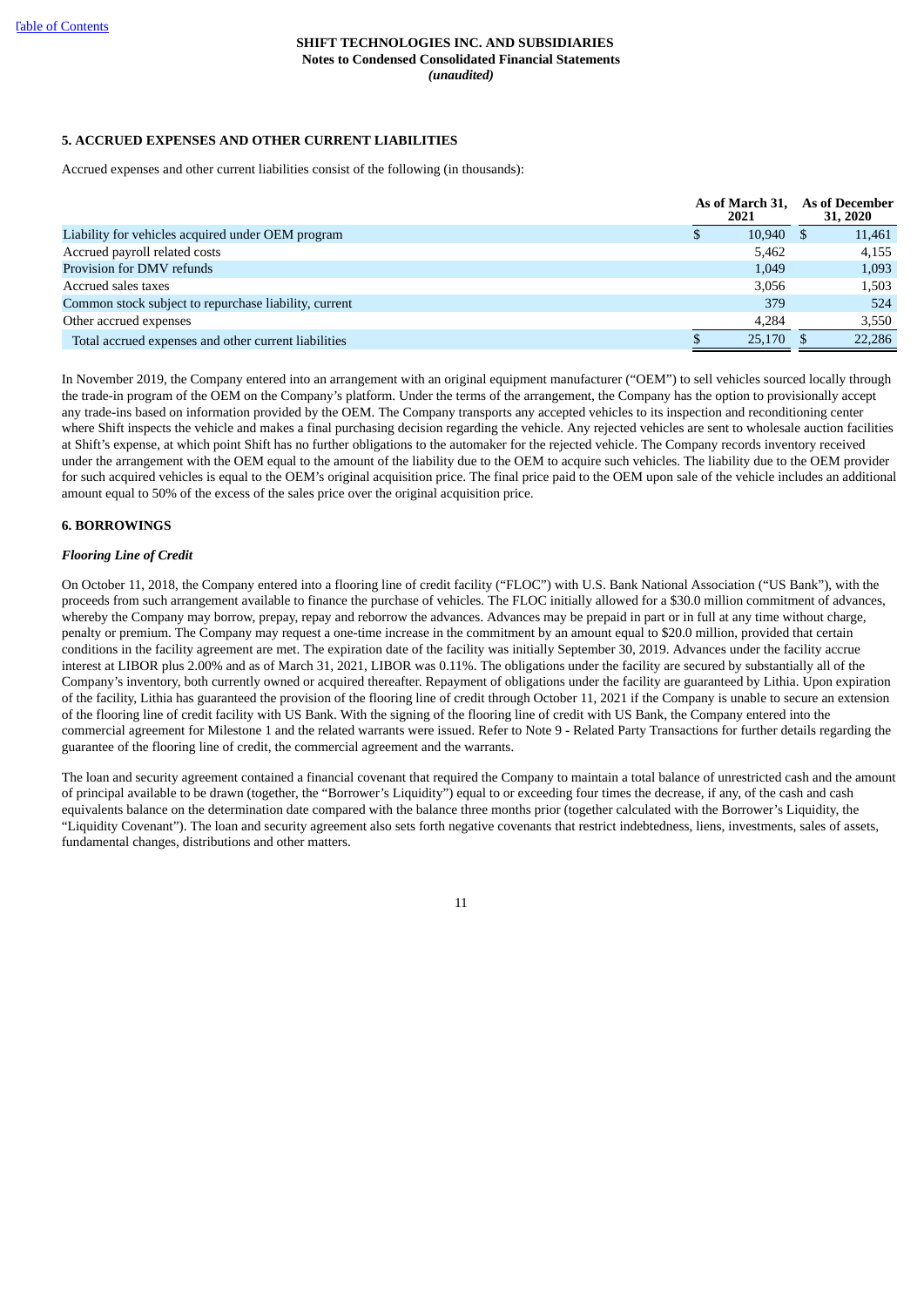**SHIFT TECHNOLOGIES INC. AND SUBSIDIARIES**
**Notes to Condensed Consolidated Financial Statements**
***(unaudited)***

### 5. ACCRUED EXPENSES AND OTHER CURRENT LIABILITIES

Accrued expenses and other current liabilities consist of the following (in thousands):

| | As of March 31, 2021 | As of December 31, 2020 |
|---|---|---|
| Liability for vehicles acquired under OEM program | $ 10,940 | $ 11,461 |
| Accrued payroll related costs | 5,462 | 4,155 |
| Provision for DMV refunds | 1,049 | 1,093 |
| Accrued sales taxes | 3,056 | 1,503 |
| Common stock subject to repurchase liability, current | 379 | 524 |
| Other accrued expenses | 4,284 | 3,550 |
| Total accrued expenses and other current liabilities | $ 25,170 | $ 22,286 |

In November 2019, the Company entered into an arrangement with an original equipment manufacturer ("OEM") to sell vehicles sourced locally through the trade-in program of the OEM on the Company's platform. Under the terms of the arrangement, the Company has the option to provisionally accept any trade-ins based on information provided by the OEM. The Company transports any accepted vehicles to its inspection and reconditioning center where Shift inspects the vehicle and makes a final purchasing decision regarding the vehicle. Any rejected vehicles are sent to wholesale auction facilities at Shift's expense, at which point Shift has no further obligations to the automaker for the rejected vehicle. The Company records inventory received under the arrangement with the OEM equal to the amount of the liability due to the OEM to acquire such vehicles. The liability due to the OEM provider for such acquired vehicles is equal to the OEM's original acquisition price. The final price paid to the OEM upon sale of the vehicle includes an additional amount equal to 50% of the excess of the sales price over the original acquisition price.

### 6. BORROWINGS

***Flooring Line of Credit***

On October 11, 2018, the Company entered into a flooring line of credit facility ("FLOC") with U.S. Bank National Association ("US Bank"), with the proceeds from such arrangement available to finance the purchase of vehicles. The FLOC initially allowed for a $30.0 million commitment of advances, whereby the Company may borrow, prepay, repay and reborrow the advances. Advances may be prepaid in part or in full at any time without charge, penalty or premium. The Company may request a one-time increase in the commitment by an amount equal to $20.0 million, provided that certain conditions in the facility agreement are met. The expiration date of the facility was initially September 30, 2019. Advances under the facility accrue interest at LIBOR plus 2.00% and as of March 31, 2021, LIBOR was 0.11%. The obligations under the facility are secured by substantially all of the Company's inventory, both currently owned or acquired thereafter. Repayment of obligations under the facility are guaranteed by Lithia. Upon expiration of the facility, Lithia has guaranteed the provision of the flooring line of credit through October 11, 2021 if the Company is unable to secure an extension of the flooring line of credit facility with US Bank. With the signing of the flooring line of credit with US Bank, the Company entered into the commercial agreement for Milestone 1 and the related warrants were issued. Refer to Note 9 - Related Party Transactions for further details regarding the guarantee of the flooring line of credit, the commercial agreement and the warrants.

The loan and security agreement contained a financial covenant that required the Company to maintain a total balance of unrestricted cash and the amount of principal available to be drawn (together, the "Borrower's Liquidity") equal to or exceeding four times the decrease, if any, of the cash and cash equivalents balance on the determination date compared with the balance three months prior (together calculated with the Borrower's Liquidity, the "Liquidity Covenant"). The loan and security agreement also sets forth negative covenants that restrict indebtedness, liens, investments, sales of assets, fundamental changes, distributions and other matters.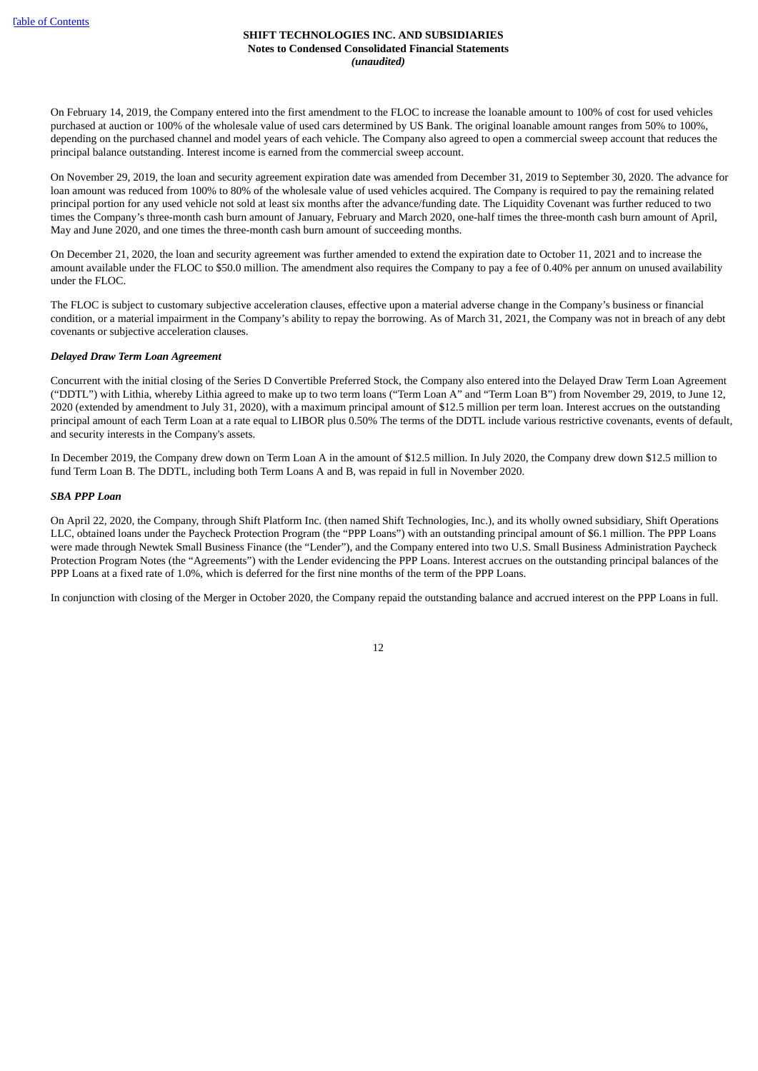On February 14, 2019, the Company entered into the first amendment to the FLOC to increase the loanable amount to 100% of cost for used vehicles purchased at auction or 100% of the wholesale value of used cars determined by US Bank. The original loanable amount ranges from 50% to 100%, depending on the purchased channel and model years of each vehicle. The Company also agreed to open a commercial sweep account that reduces the principal balance outstanding. Interest income is earned from the commercial sweep account.

On November 29, 2019, the loan and security agreement expiration date was amended from December 31, 2019 to September 30, 2020. The advance for loan amount was reduced from 100% to 80% of the wholesale value of used vehicles acquired. The Company is required to pay the remaining related principal portion for any used vehicle not sold at least six months after the advance/funding date. The Liquidity Covenant was further reduced to two times the Company's three-month cash burn amount of January, February and March 2020, one-half times the three-month cash burn amount of April, May and June 2020, and one times the three-month cash burn amount of succeeding months.

On December 21, 2020, the loan and security agreement was further amended to extend the expiration date to October 11, 2021 and to increase the amount available under the FLOC to $50.0 million. The amendment also requires the Company to pay a fee of 0.40% per annum on unused availability under the FLOC.

The FLOC is subject to customary subjective acceleration clauses, effective upon a material adverse change in the Company's business or financial condition, or a material impairment in the Company's ability to repay the borrowing. As of March 31, 2021, the Company was not in breach of any debt covenants or subjective acceleration clauses.

***Delayed Draw Term Loan Agreement***

Concurrent with the initial closing of the Series D Convertible Preferred Stock, the Company also entered into the Delayed Draw Term Loan Agreement ("DDTL") with Lithia, whereby Lithia agreed to make up to two term loans ("Term Loan A" and "Term Loan B") from November 29, 2019, to June 12, 2020 (extended by amendment to July 31, 2020), with a maximum principal amount of $12.5 million per term loan. Interest accrues on the outstanding principal amount of each Term Loan at a rate equal to LIBOR plus 0.50% The terms of the DDTL include various restrictive covenants, events of default, and security interests in the Company's assets.

In December 2019, the Company drew down on Term Loan A in the amount of $12.5 million. In July 2020, the Company drew down $12.5 million to fund Term Loan B. The DDTL, including both Term Loans A and B, was repaid in full in November 2020.

***SBA PPP Loan***

On April 22, 2020, the Company, through Shift Platform Inc. (then named Shift Technologies, Inc.), and its wholly owned subsidiary, Shift Operations LLC, obtained loans under the Paycheck Protection Program (the "PPP Loans") with an outstanding principal amount of $6.1 million. The PPP Loans were made through Newtek Small Business Finance (the "Lender"), and the Company entered into two U.S. Small Business Administration Paycheck Protection Program Notes (the "Agreements") with the Lender evidencing the PPP Loans. Interest accrues on the outstanding principal balances of the PPP Loans at a fixed rate of 1.0%, which is deferred for the first nine months of the term of the PPP Loans.

In conjunction with closing of the Merger in October 2020, the Company repaid the outstanding balance and accrued interest on the PPP Loans in full.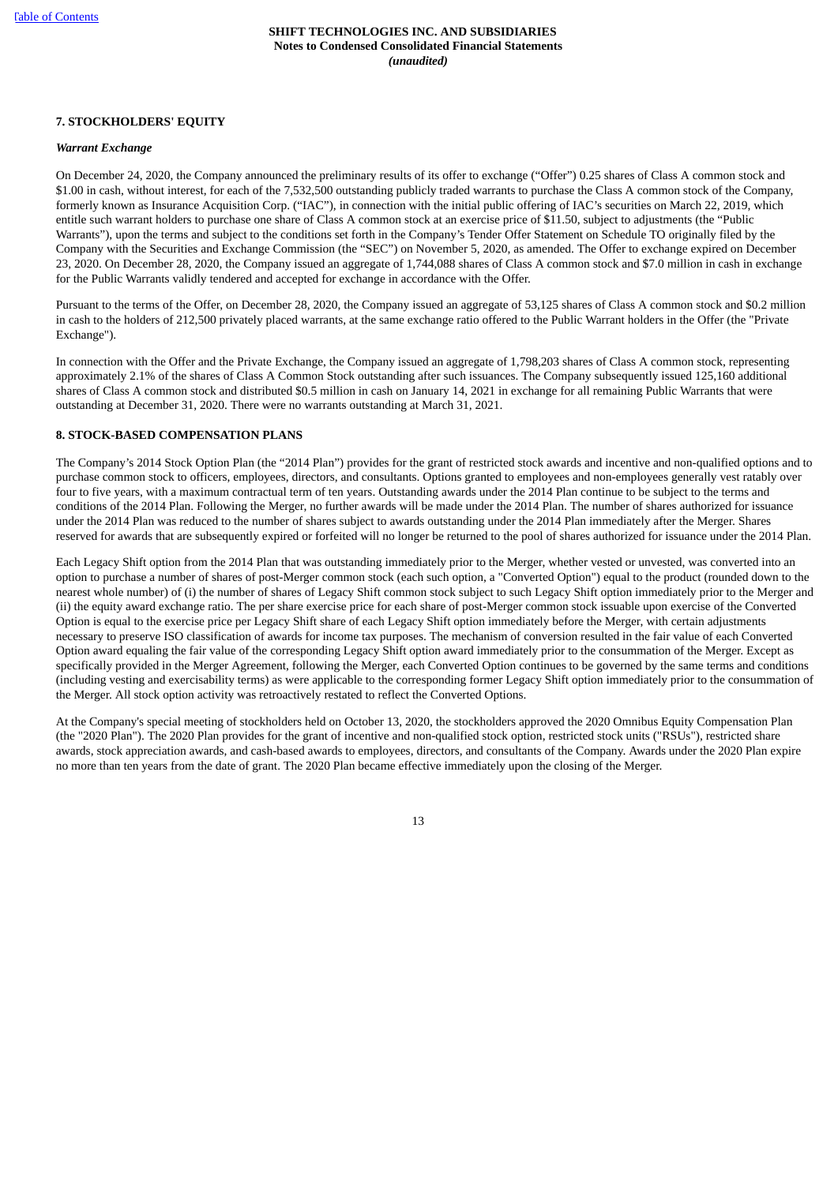## 7. STOCKHOLDERS' EQUITY

### *Warrant Exchange*

On December 24, 2020, the Company announced the preliminary results of its offer to exchange ("Offer") 0.25 shares of Class A common stock and $1.00 in cash, without interest, for each of the 7,532,500 outstanding publicly traded warrants to purchase the Class A common stock of the Company, formerly known as Insurance Acquisition Corp. ("IAC"), in connection with the initial public offering of IAC's securities on March 22, 2019, which entitle such warrant holders to purchase one share of Class A common stock at an exercise price of $11.50, subject to adjustments (the "Public Warrants"), upon the terms and subject to the conditions set forth in the Company's Tender Offer Statement on Schedule TO originally filed by the Company with the Securities and Exchange Commission (the "SEC") on November 5, 2020, as amended. The Offer to exchange expired on December 23, 2020. On December 28, 2020, the Company issued an aggregate of 1,744,088 shares of Class A common stock and $7.0 million in cash in exchange for the Public Warrants validly tendered and accepted for exchange in accordance with the Offer.

Pursuant to the terms of the Offer, on December 28, 2020, the Company issued an aggregate of 53,125 shares of Class A common stock and $0.2 million in cash to the holders of 212,500 privately placed warrants, at the same exchange ratio offered to the Public Warrant holders in the Offer (the "Private Exchange").

In connection with the Offer and the Private Exchange, the Company issued an aggregate of 1,798,203 shares of Class A common stock, representing approximately 2.1% of the shares of Class A Common Stock outstanding after such issuances. The Company subsequently issued 125,160 additional shares of Class A common stock and distributed $0.5 million in cash on January 14, 2021 in exchange for all remaining Public Warrants that were outstanding at December 31, 2020. There were no warrants outstanding at March 31, 2021.

## 8. STOCK-BASED COMPENSATION PLANS

The Company's 2014 Stock Option Plan (the "2014 Plan") provides for the grant of restricted stock awards and incentive and non-qualified options and to purchase common stock to officers, employees, directors, and consultants. Options granted to employees and non-employees generally vest ratably over four to five years, with a maximum contractual term of ten years. Outstanding awards under the 2014 Plan continue to be subject to the terms and conditions of the 2014 Plan. Following the Merger, no further awards will be made under the 2014 Plan. The number of shares authorized for issuance under the 2014 Plan was reduced to the number of shares subject to awards outstanding under the 2014 Plan immediately after the Merger. Shares reserved for awards that are subsequently expired or forfeited will no longer be returned to the pool of shares authorized for issuance under the 2014 Plan.

Each Legacy Shift option from the 2014 Plan that was outstanding immediately prior to the Merger, whether vested or unvested, was converted into an option to purchase a number of shares of post-Merger common stock (each such option, a "Converted Option") equal to the product (rounded down to the nearest whole number) of (i) the number of shares of Legacy Shift common stock subject to such Legacy Shift option immediately prior to the Merger and (ii) the equity award exchange ratio. The per share exercise price for each share of post-Merger common stock issuable upon exercise of the Converted Option is equal to the exercise price per Legacy Shift share of each Legacy Shift option immediately before the Merger, with certain adjustments necessary to preserve ISO classification of awards for income tax purposes. The mechanism of conversion resulted in the fair value of each Converted Option award equaling the fair value of the corresponding Legacy Shift option award immediately prior to the consummation of the Merger. Except as specifically provided in the Merger Agreement, following the Merger, each Converted Option continues to be governed by the same terms and conditions (including vesting and exercisability terms) as were applicable to the corresponding former Legacy Shift option immediately prior to the consummation of the Merger. All stock option activity was retroactively restated to reflect the Converted Options.

At the Company's special meeting of stockholders held on October 13, 2020, the stockholders approved the 2020 Omnibus Equity Compensation Plan (the "2020 Plan"). The 2020 Plan provides for the grant of incentive and non-qualified stock option, restricted stock units ("RSUs"), restricted share awards, stock appreciation awards, and cash-based awards to employees, directors, and consultants of the Company. Awards under the 2020 Plan expire no more than ten years from the date of grant. The 2020 Plan became effective immediately upon the closing of the Merger.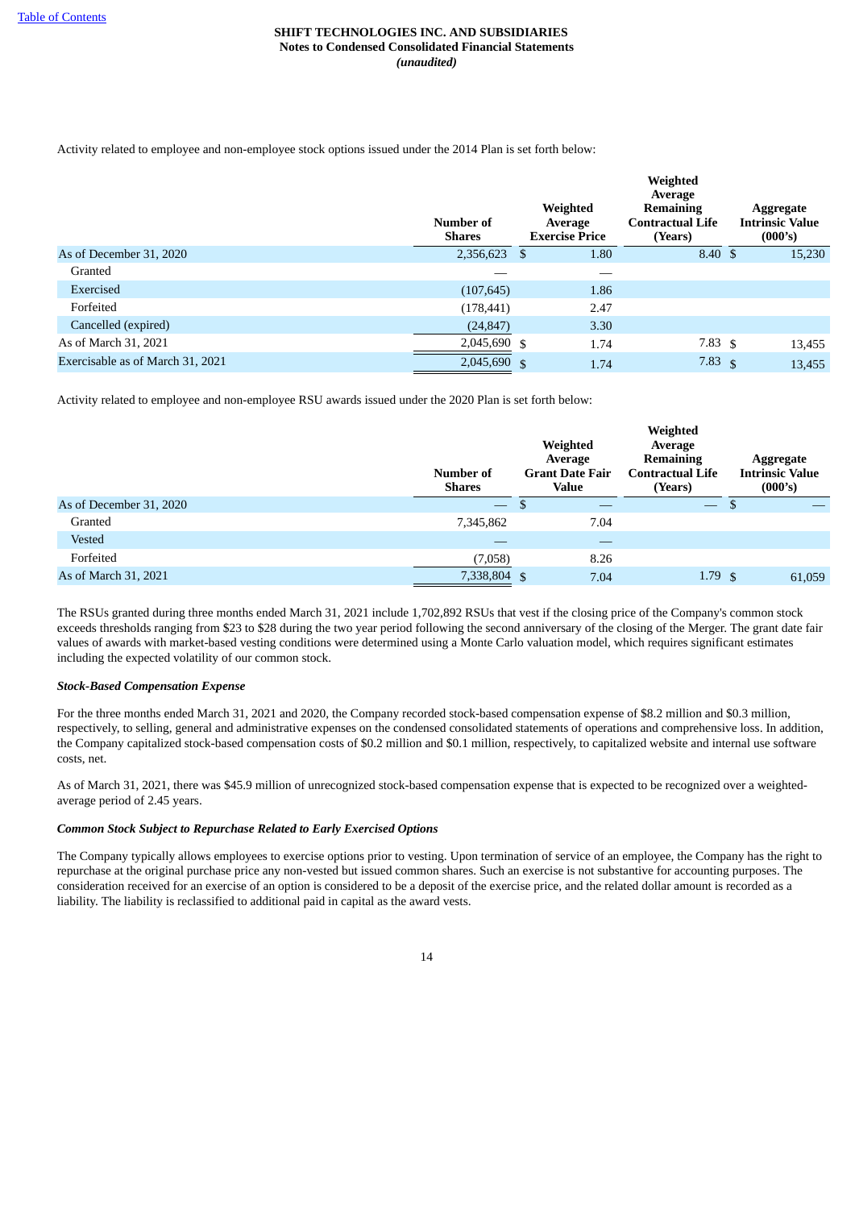Activity related to employee and non-employee stock options issued under the 2014 Plan is set forth below:

| | Number of Shares | Weighted Average Exercise Price | Weighted Average Remaining Contractual Life (Years) | Aggregate Intrinsic Value (000's) |
|---|---|---|---|---|
| As of December 31, 2020 | 2,356,623 | $ 1.80 | 8.40 | $ 15,230 |
| Granted | — | — | | |
| Exercised | (107,645) | 1.86 | | |
| Forfeited | (178,441) | 2.47 | | |
| Cancelled (expired) | (24,847) | 3.30 | | |
| As of March 31, 2021 | 2,045,690 | $ 1.74 | 7.83 | $ 13,455 |
| Exercisable as of March 31, 2021 | 2,045,690 | $ 1.74 | 7.83 | $ 13,455 |

Activity related to employee and non-employee RSU awards issued under the 2020 Plan is set forth below:

| | Number of Shares | Weighted Average Grant Date Fair Value | Weighted Average Remaining Contractual Life (Years) | Aggregate Intrinsic Value (000's) |
|---|---|---|---|---|
| As of December 31, 2020 | — | $ — | — | $ — |
| Granted | 7,345,862 | 7.04 | | |
| Vested | — | — | | |
| Forfeited | (7,058) | 8.26 | | |
| As of March 31, 2021 | 7,338,804 | $ 7.04 | 1.79 | $ 61,059 |

The RSUs granted during three months ended March 31, 2021 include 1,702,892 RSUs that vest if the closing price of the Company's common stock exceeds thresholds ranging from $23 to $28 during the two year period following the second anniversary of the closing of the Merger. The grant date fair values of awards with market-based vesting conditions were determined using a Monte Carlo valuation model, which requires significant estimates including the expected volatility of our common stock.

***Stock-Based Compensation Expense***

For the three months ended March 31, 2021 and 2020, the Company recorded stock-based compensation expense of $8.2 million and $0.3 million, respectively, to selling, general and administrative expenses on the condensed consolidated statements of operations and comprehensive loss. In addition, the Company capitalized stock-based compensation costs of $0.2 million and $0.1 million, respectively, to capitalized website and internal use software costs, net.

As of March 31, 2021, there was $45.9 million of unrecognized stock-based compensation expense that is expected to be recognized over a weighted-average period of 2.45 years.

***Common Stock Subject to Repurchase Related to Early Exercised Options***

The Company typically allows employees to exercise options prior to vesting. Upon termination of service of an employee, the Company has the right to repurchase at the original purchase price any non-vested but issued common shares. Such an exercise is not substantive for accounting purposes. The consideration received for an exercise of an option is considered to be a deposit of the exercise price, and the related dollar amount is recorded as a liability. The liability is reclassified to additional paid in capital as the award vests.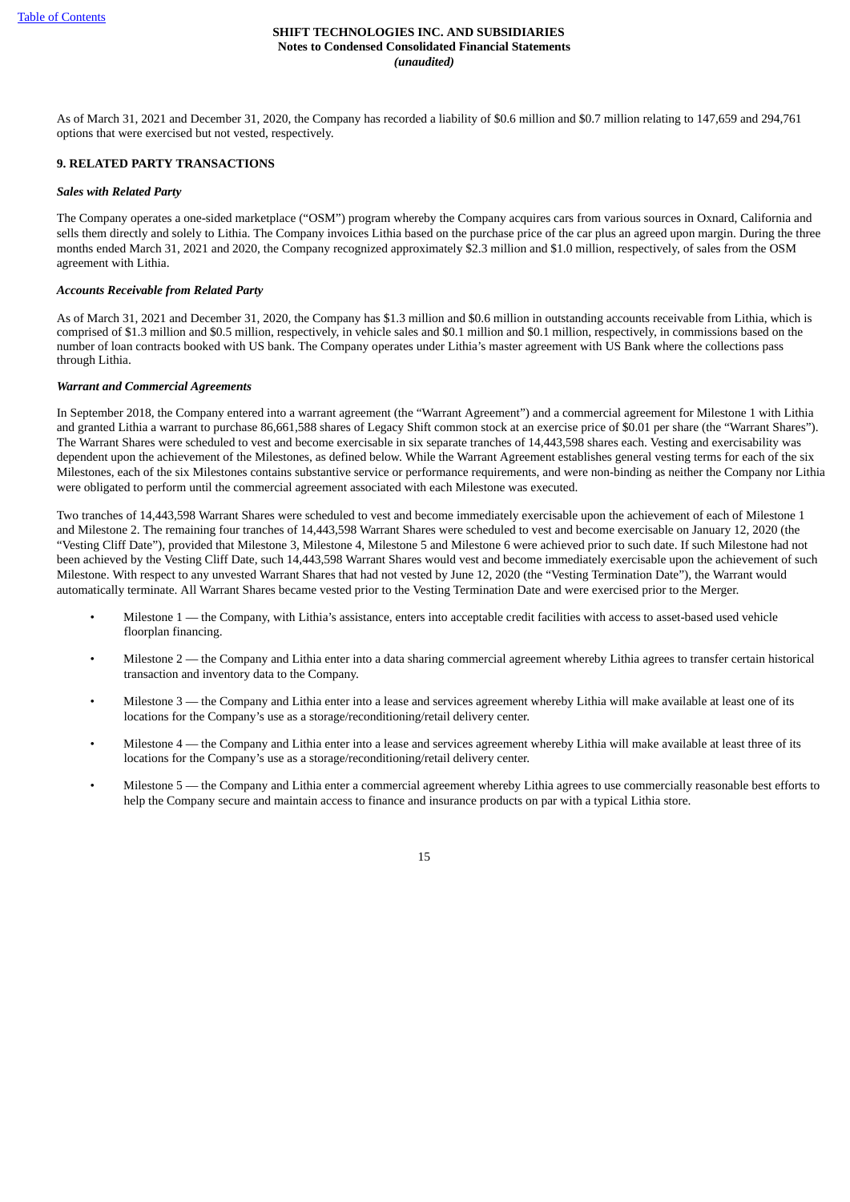As of March 31, 2021 and December 31, 2020, the Company has recorded a liability of $0.6 million and $0.7 million relating to 147,659 and 294,761 options that were exercised but not vested, respectively.

## 9. RELATED PARTY TRANSACTIONS

### *Sales with Related Party*

The Company operates a one-sided marketplace ("OSM") program whereby the Company acquires cars from various sources in Oxnard, California and sells them directly and solely to Lithia. The Company invoices Lithia based on the purchase price of the car plus an agreed upon margin. During the three months ended March 31, 2021 and 2020, the Company recognized approximately $2.3 million and $1.0 million, respectively, of sales from the OSM agreement with Lithia.

### *Accounts Receivable from Related Party*

As of March 31, 2021 and December 31, 2020, the Company has $1.3 million and $0.6 million in outstanding accounts receivable from Lithia, which is comprised of $1.3 million and $0.5 million, respectively, in vehicle sales and $0.1 million and $0.1 million, respectively, in commissions based on the number of loan contracts booked with US bank. The Company operates under Lithia's master agreement with US Bank where the collections pass through Lithia.

### *Warrant and Commercial Agreements*

In September 2018, the Company entered into a warrant agreement (the "Warrant Agreement") and a commercial agreement for Milestone 1 with Lithia and granted Lithia a warrant to purchase 86,661,588 shares of Legacy Shift common stock at an exercise price of $0.01 per share (the "Warrant Shares"). The Warrant Shares were scheduled to vest and become exercisable in six separate tranches of 14,443,598 shares each. Vesting and exercisability was dependent upon the achievement of the Milestones, as defined below. While the Warrant Agreement establishes general vesting terms for each of the six Milestones, each of the six Milestones contains substantive service or performance requirements, and were non-binding as neither the Company nor Lithia were obligated to perform until the commercial agreement associated with each Milestone was executed.

Two tranches of 14,443,598 Warrant Shares were scheduled to vest and become immediately exercisable upon the achievement of each of Milestone 1 and Milestone 2. The remaining four tranches of 14,443,598 Warrant Shares were scheduled to vest and become exercisable on January 12, 2020 (the "Vesting Cliff Date"), provided that Milestone 3, Milestone 4, Milestone 5 and Milestone 6 were achieved prior to such date. If such Milestone had not been achieved by the Vesting Cliff Date, such 14,443,598 Warrant Shares would vest and become immediately exercisable upon the achievement of such Milestone. With respect to any unvested Warrant Shares that had not vested by June 12, 2020 (the "Vesting Termination Date"), the Warrant would automatically terminate. All Warrant Shares became vested prior to the Vesting Termination Date and were exercised prior to the Merger.

- Milestone 1 — the Company, with Lithia's assistance, enters into acceptable credit facilities with access to asset-based used vehicle floorplan financing.
- Milestone 2 — the Company and Lithia enter into a data sharing commercial agreement whereby Lithia agrees to transfer certain historical transaction and inventory data to the Company.
- Milestone 3 — the Company and Lithia enter into a lease and services agreement whereby Lithia will make available at least one of its locations for the Company's use as a storage/reconditioning/retail delivery center.
- Milestone 4 — the Company and Lithia enter into a lease and services agreement whereby Lithia will make available at least three of its locations for the Company's use as a storage/reconditioning/retail delivery center.
- Milestone 5 — the Company and Lithia enter a commercial agreement whereby Lithia agrees to use commercially reasonable best efforts to help the Company secure and maintain access to finance and insurance products on par with a typical Lithia store.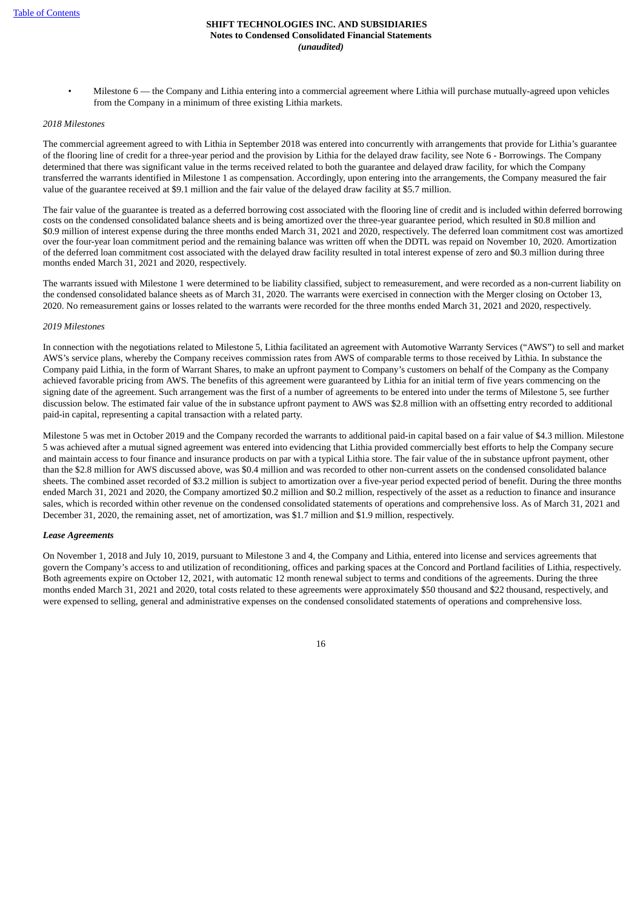- Milestone 6 — the Company and Lithia entering into a commercial agreement where Lithia will purchase mutually-agreed upon vehicles from the Company in a minimum of three existing Lithia markets.

*2018 Milestones*

The commercial agreement agreed to with Lithia in September 2018 was entered into concurrently with arrangements that provide for Lithia's guarantee of the flooring line of credit for a three-year period and the provision by Lithia for the delayed draw facility, see Note 6 - Borrowings. The Company determined that there was significant value in the terms received related to both the guarantee and delayed draw facility, for which the Company transferred the warrants identified in Milestone 1 as compensation. Accordingly, upon entering into the arrangements, the Company measured the fair value of the guarantee received at $9.1 million and the fair value of the delayed draw facility at $5.7 million.

The fair value of the guarantee is treated as a deferred borrowing cost associated with the flooring line of credit and is included within deferred borrowing costs on the condensed consolidated balance sheets and is being amortized over the three-year guarantee period, which resulted in $0.8 million and $0.9 million of interest expense during the three months ended March 31, 2021 and 2020, respectively. The deferred loan commitment cost was amortized over the four-year loan commitment period and the remaining balance was written off when the DDTL was repaid on November 10, 2020. Amortization of the deferred loan commitment cost associated with the delayed draw facility resulted in total interest expense of zero and $0.3 million during three months ended March 31, 2021 and 2020, respectively.

The warrants issued with Milestone 1 were determined to be liability classified, subject to remeasurement, and were recorded as a non-current liability on the condensed consolidated balance sheets as of March 31, 2020. The warrants were exercised in connection with the Merger closing on October 13, 2020. No remeasurement gains or losses related to the warrants were recorded for the three months ended March 31, 2021 and 2020, respectively.

*2019 Milestones*

In connection with the negotiations related to Milestone 5, Lithia facilitated an agreement with Automotive Warranty Services ("AWS") to sell and market AWS's service plans, whereby the Company receives commission rates from AWS of comparable terms to those received by Lithia. In substance the Company paid Lithia, in the form of Warrant Shares, to make an upfront payment to Company's customers on behalf of the Company as the Company achieved favorable pricing from AWS. The benefits of this agreement were guaranteed by Lithia for an initial term of five years commencing on the signing date of the agreement. Such arrangement was the first of a number of agreements to be entered into under the terms of Milestone 5, see further discussion below. The estimated fair value of the in substance upfront payment to AWS was $2.8 million with an offsetting entry recorded to additional paid-in capital, representing a capital transaction with a related party.

Milestone 5 was met in October 2019 and the Company recorded the warrants to additional paid-in capital based on a fair value of $4.3 million. Milestone 5 was achieved after a mutual signed agreement was entered into evidencing that Lithia provided commercially best efforts to help the Company secure and maintain access to four finance and insurance products on par with a typical Lithia store. The fair value of the in substance upfront payment, other than the $2.8 million for AWS discussed above, was $0.4 million and was recorded to other non-current assets on the condensed consolidated balance sheets. The combined asset recorded of $3.2 million is subject to amortization over a five-year period expected period of benefit. During the three months ended March 31, 2021 and 2020, the Company amortized $0.2 million and $0.2 million, respectively of the asset as a reduction to finance and insurance sales, which is recorded within other revenue on the condensed consolidated statements of operations and comprehensive loss. As of March 31, 2021 and December 31, 2020, the remaining asset, net of amortization, was $1.7 million and $1.9 million, respectively.

***Lease Agreements***

On November 1, 2018 and July 10, 2019, pursuant to Milestone 3 and 4, the Company and Lithia, entered into license and services agreements that govern the Company's access to and utilization of reconditioning, offices and parking spaces at the Concord and Portland facilities of Lithia, respectively. Both agreements expire on October 12, 2021, with automatic 12 month renewal subject to terms and conditions of the agreements. During the three months ended March 31, 2021 and 2020, total costs related to these agreements were approximately $50 thousand and $22 thousand, respectively, and were expensed to selling, general and administrative expenses on the condensed consolidated statements of operations and comprehensive loss.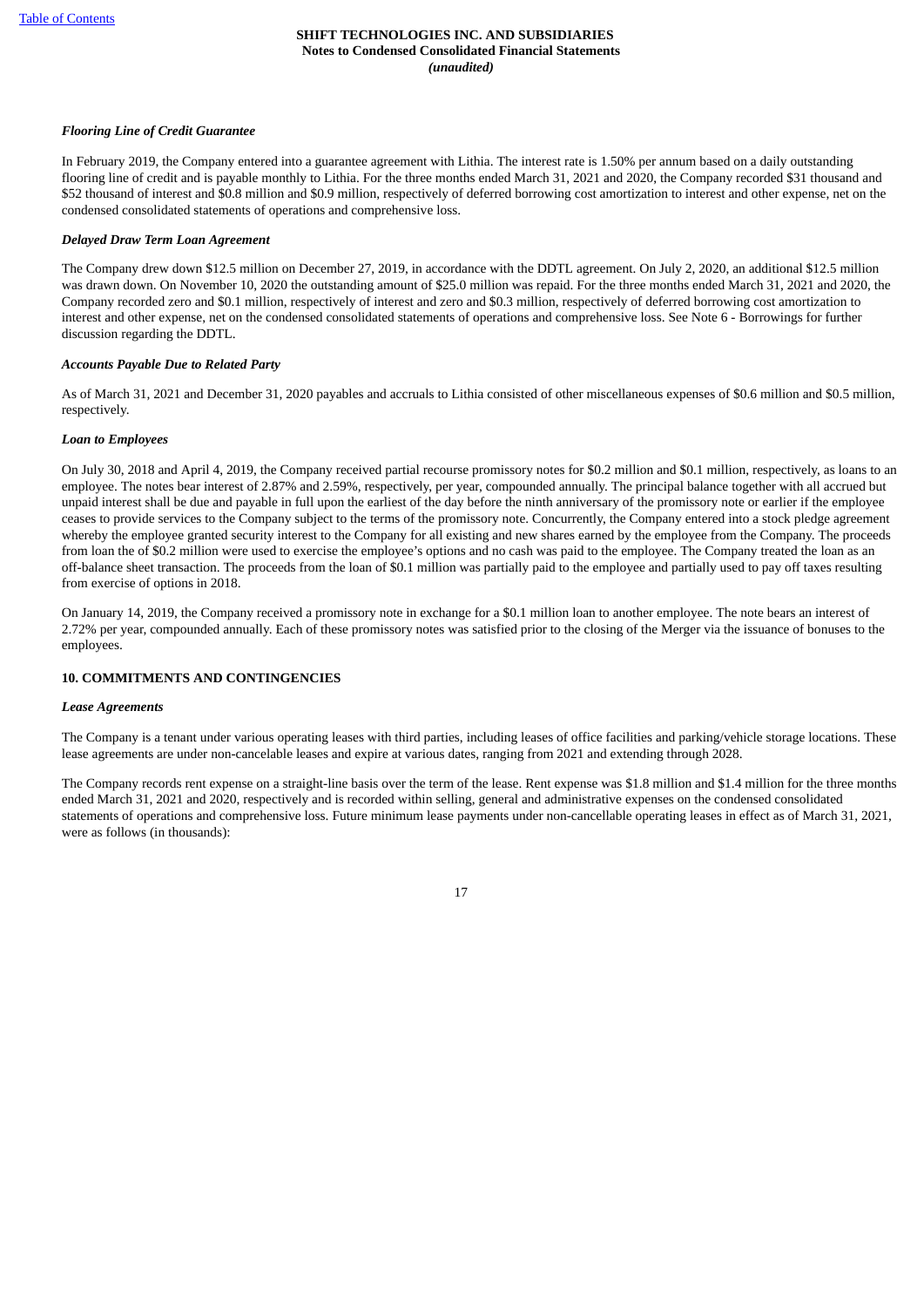*Flooring Line of Credit Guarantee*

In February 2019, the Company entered into a guarantee agreement with Lithia. The interest rate is 1.50% per annum based on a daily outstanding flooring line of credit and is payable monthly to Lithia. For the three months ended March 31, 2021 and 2020, the Company recorded $31 thousand and $52 thousand of interest and $0.8 million and $0.9 million, respectively of deferred borrowing cost amortization to interest and other expense, net on the condensed consolidated statements of operations and comprehensive loss.

*Delayed Draw Term Loan Agreement*

The Company drew down $12.5 million on December 27, 2019, in accordance with the DDTL agreement. On July 2, 2020, an additional $12.5 million was drawn down. On November 10, 2020 the outstanding amount of $25.0 million was repaid. For the three months ended March 31, 2021 and 2020, the Company recorded zero and $0.1 million, respectively of interest and zero and $0.3 million, respectively of deferred borrowing cost amortization to interest and other expense, net on the condensed consolidated statements of operations and comprehensive loss. See Note 6 - Borrowings for further discussion regarding the DDTL.

*Accounts Payable Due to Related Party*

As of March 31, 2021 and December 31, 2020 payables and accruals to Lithia consisted of other miscellaneous expenses of $0.6 million and $0.5 million, respectively.

*Loan to Employees*

On July 30, 2018 and April 4, 2019, the Company received partial recourse promissory notes for $0.2 million and $0.1 million, respectively, as loans to an employee. The notes bear interest of 2.87% and 2.59%, respectively, per year, compounded annually. The principal balance together with all accrued but unpaid interest shall be due and payable in full upon the earliest of the day before the ninth anniversary of the promissory note or earlier if the employee ceases to provide services to the Company subject to the terms of the promissory note. Concurrently, the Company entered into a stock pledge agreement whereby the employee granted security interest to the Company for all existing and new shares earned by the employee from the Company. The proceeds from loan the of $0.2 million were used to exercise the employee's options and no cash was paid to the employee. The Company treated the loan as an off-balance sheet transaction. The proceeds from the loan of $0.1 million was partially paid to the employee and partially used to pay off taxes resulting from exercise of options in 2018.

On January 14, 2019, the Company received a promissory note in exchange for a $0.1 million loan to another employee. The note bears an interest of 2.72% per year, compounded annually. Each of these promissory notes was satisfied prior to the closing of the Merger via the issuance of bonuses to the employees.

## 10. COMMITMENTS AND CONTINGENCIES

*Lease Agreements*

The Company is a tenant under various operating leases with third parties, including leases of office facilities and parking/vehicle storage locations. These lease agreements are under non-cancelable leases and expire at various dates, ranging from 2021 and extending through 2028.

The Company records rent expense on a straight-line basis over the term of the lease. Rent expense was $1.8 million and $1.4 million for the three months ended March 31, 2021 and 2020, respectively and is recorded within selling, general and administrative expenses on the condensed consolidated statements of operations and comprehensive loss. Future minimum lease payments under non-cancellable operating leases in effect as of March 31, 2021, were as follows (in thousands):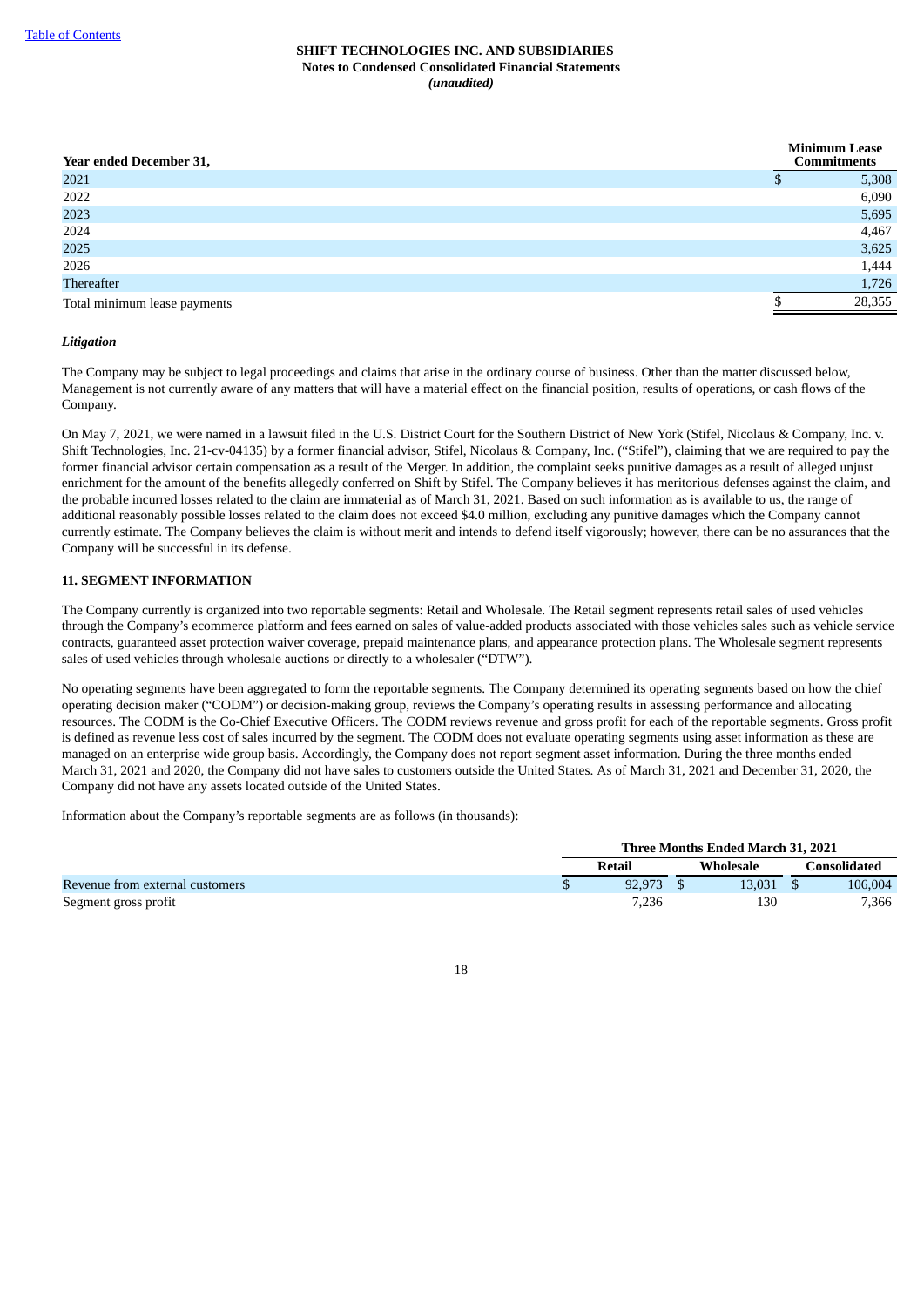| Year ended December 31, | Minimum Lease Commitments |
|---|---|
| 2021 | $ 5,308 |
| 2022 | 6,090 |
| 2023 | 5,695 |
| 2024 | 4,467 |
| 2025 | 3,625 |
| 2026 | 1,444 |
| Thereafter | 1,726 |
| Total minimum lease payments | $ 28,355 |

***Litigation***

The Company may be subject to legal proceedings and claims that arise in the ordinary course of business. Other than the matter discussed below, Management is not currently aware of any matters that will have a material effect on the financial position, results of operations, or cash flows of the Company.

On May 7, 2021, we were named in a lawsuit filed in the U.S. District Court for the Southern District of New York (Stifel, Nicolaus & Company, Inc. v. Shift Technologies, Inc. 21-cv-04135) by a former financial advisor, Stifel, Nicolaus & Company, Inc. ("Stifel"), claiming that we are required to pay the former financial advisor certain compensation as a result of the Merger. In addition, the complaint seeks punitive damages as a result of alleged unjust enrichment for the amount of the benefits allegedly conferred on Shift by Stifel. The Company believes it has meritorious defenses against the claim, and the probable incurred losses related to the claim are immaterial as of March 31, 2021. Based on such information as is available to us, the range of additional reasonably possible losses related to the claim does not exceed $4.0 million, excluding any punitive damages which the Company cannot currently estimate. The Company believes the claim is without merit and intends to defend itself vigorously; however, there can be no assurances that the Company will be successful in its defense.

## 11. SEGMENT INFORMATION

The Company currently is organized into two reportable segments: Retail and Wholesale. The Retail segment represents retail sales of used vehicles through the Company's ecommerce platform and fees earned on sales of value-added products associated with those vehicles sales such as vehicle service contracts, guaranteed asset protection waiver coverage, prepaid maintenance plans, and appearance protection plans. The Wholesale segment represents sales of used vehicles through wholesale auctions or directly to a wholesaler ("DTW").

No operating segments have been aggregated to form the reportable segments. The Company determined its operating segments based on how the chief operating decision maker ("CODM") or decision-making group, reviews the Company's operating results in assessing performance and allocating resources. The CODM is the Co-Chief Executive Officers. The CODM reviews revenue and gross profit for each of the reportable segments. Gross profit is defined as revenue less cost of sales incurred by the segment. The CODM does not evaluate operating segments using asset information as these are managed on an enterprise wide group basis. Accordingly, the Company does not report segment asset information. During the three months ended March 31, 2021 and 2020, the Company did not have sales to customers outside the United States. As of March 31, 2021 and December 31, 2020, the Company did not have any assets located outside of the United States.

Information about the Company's reportable segments are as follows (in thousands):

| | Three Months Ended March 31, 2021 | | |
|---|---|---|---|
| | Retail | Wholesale | Consolidated |
| Revenue from external customers | $ 92,973 | $ 13,031 | $ 106,004 |
| Segment gross profit | 7,236 | 130 | 7,366 |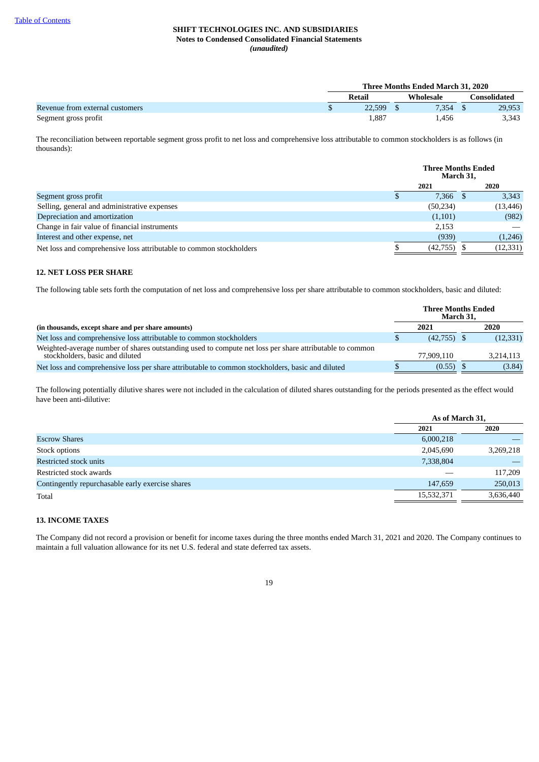| | Three Months Ended March 31, 2020 | | |
|---|---|---|---|
| | Retail | Wholesale | Consolidated |
| Revenue from external customers | $ 22,599 | $ 7,354 | $ 29,953 |
| Segment gross profit | 1,887 | 1,456 | 3,343 |

The reconciliation between reportable segment gross profit to net loss and comprehensive loss attributable to common stockholders is as follows (in thousands):

| | Three Months Ended March 31, | |
|---|---|---|
| | 2021 | 2020 |
| Segment gross profit | $ 7,366 | $ 3,343 |
| Selling, general and administrative expenses | (50,234) | (13,446) |
| Depreciation and amortization | (1,101) | (982) |
| Change in fair value of financial instruments | 2,153 | — |
| Interest and other expense, net | (939) | (1,246) |
| Net loss and comprehensive loss attributable to common stockholders | $ (42,755) | $ (12,331) |

## 12. NET LOSS PER SHARE

The following table sets forth the computation of net loss and comprehensive loss per share attributable to common stockholders, basic and diluted:

| (in thousands, except share and per share amounts) | Three Months Ended March 31, 2021 | 2020 |
|---|---|---|
| Net loss and comprehensive loss attributable to common stockholders | $ (42,755) | $ (12,331) |
| Weighted-average number of shares outstanding used to compute net loss per share attributable to common stockholders, basic and diluted | 77,909,110 | 3,214,113 |
| Net loss and comprehensive loss per share attributable to common stockholders, basic and diluted | $ (0.55) | $ (3.84) |

The following potentially dilutive shares were not included in the calculation of diluted shares outstanding for the periods presented as the effect would have been anti-dilutive:

| | As of March 31, | |
|---|---|---|
| | 2021 | 2020 |
| Escrow Shares | 6,000,218 | — |
| Stock options | 2,045,690 | 3,269,218 |
| Restricted stock units | 7,338,804 | — |
| Restricted stock awards | — | 117,209 |
| Contingently repurchasable early exercise shares | 147,659 | 250,013 |
| Total | 15,532,371 | 3,636,440 |

## 13. INCOME TAXES

The Company did not record a provision or benefit for income taxes during the three months ended March 31, 2021 and 2020. The Company continues to maintain a full valuation allowance for its net U.S. federal and state deferred tax assets.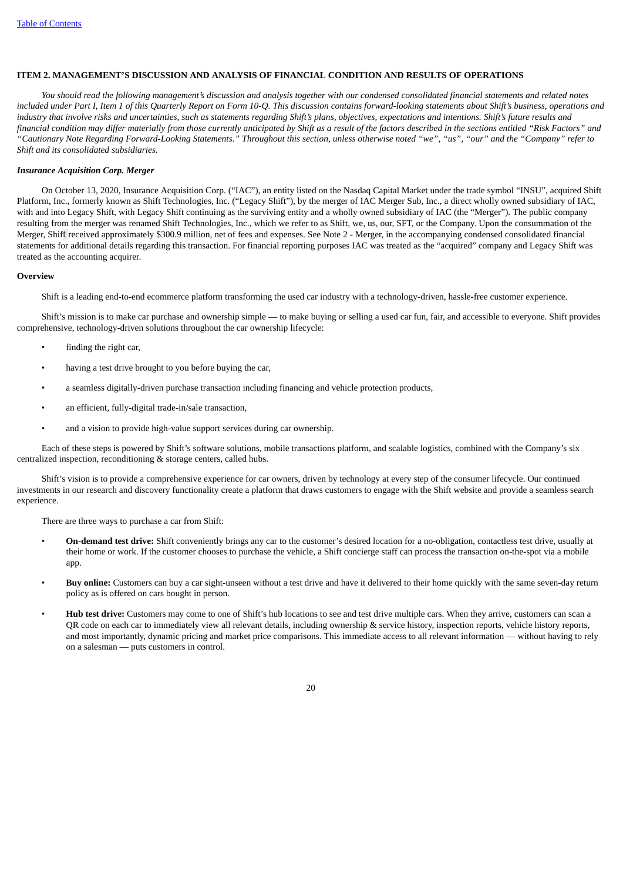## ITEM 2. MANAGEMENT'S DISCUSSION AND ANALYSIS OF FINANCIAL CONDITION AND RESULTS OF OPERATIONS

*You should read the following management's discussion and analysis together with our condensed consolidated financial statements and related notes included under Part I, Item 1 of this Quarterly Report on Form 10-Q. This discussion contains forward-looking statements about Shift's business, operations and industry that involve risks and uncertainties, such as statements regarding Shift's plans, objectives, expectations and intentions. Shift's future results and financial condition may differ materially from those currently anticipated by Shift as a result of the factors described in the sections entitled "Risk Factors" and "Cautionary Note Regarding Forward-Looking Statements." Throughout this section, unless otherwise noted "we", "us", "our" and the "Company" refer to Shift and its consolidated subsidiaries.*

### *Insurance Acquisition Corp. Merger*

On October 13, 2020, Insurance Acquisition Corp. ("IAC"), an entity listed on the Nasdaq Capital Market under the trade symbol "INSU", acquired Shift Platform, Inc., formerly known as Shift Technologies, Inc. ("Legacy Shift"), by the merger of IAC Merger Sub, Inc., a direct wholly owned subsidiary of IAC, with and into Legacy Shift, with Legacy Shift continuing as the surviving entity and a wholly owned subsidiary of IAC (the "Merger"). The public company resulting from the merger was renamed Shift Technologies, Inc., which we refer to as Shift, we, us, our, SFT, or the Company. Upon the consummation of the Merger, Shift received approximately $300.9 million, net of fees and expenses. See Note 2 - Merger, in the accompanying condensed consolidated financial statements for additional details regarding this transaction. For financial reporting purposes IAC was treated as the "acquired" company and Legacy Shift was treated as the accounting acquirer.

### Overview

Shift is a leading end-to-end ecommerce platform transforming the used car industry with a technology-driven, hassle-free customer experience.

Shift's mission is to make car purchase and ownership simple — to make buying or selling a used car fun, fair, and accessible to everyone. Shift provides comprehensive, technology-driven solutions throughout the car ownership lifecycle:

- finding the right car,
- having a test drive brought to you before buying the car,
- a seamless digitally-driven purchase transaction including financing and vehicle protection products,
- an efficient, fully-digital trade-in/sale transaction,
- and a vision to provide high-value support services during car ownership.

Each of these steps is powered by Shift's software solutions, mobile transactions platform, and scalable logistics, combined with the Company's six centralized inspection, reconditioning & storage centers, called hubs.

Shift's vision is to provide a comprehensive experience for car owners, driven by technology at every step of the consumer lifecycle. Our continued investments in our research and discovery functionality create a platform that draws customers to engage with the Shift website and provide a seamless search experience.

There are three ways to purchase a car from Shift:

- **On-demand test drive:** Shift conveniently brings any car to the customer's desired location for a no-obligation, contactless test drive, usually at their home or work. If the customer chooses to purchase the vehicle, a Shift concierge staff can process the transaction on-the-spot via a mobile app.
- **Buy online:** Customers can buy a car sight-unseen without a test drive and have it delivered to their home quickly with the same seven-day return policy as is offered on cars bought in person.
- **Hub test drive:** Customers may come to one of Shift's hub locations to see and test drive multiple cars. When they arrive, customers can scan a QR code on each car to immediately view all relevant details, including ownership & service history, inspection reports, vehicle history reports, and most importantly, dynamic pricing and market price comparisons. This immediate access to all relevant information — without having to rely on a salesman — puts customers in control.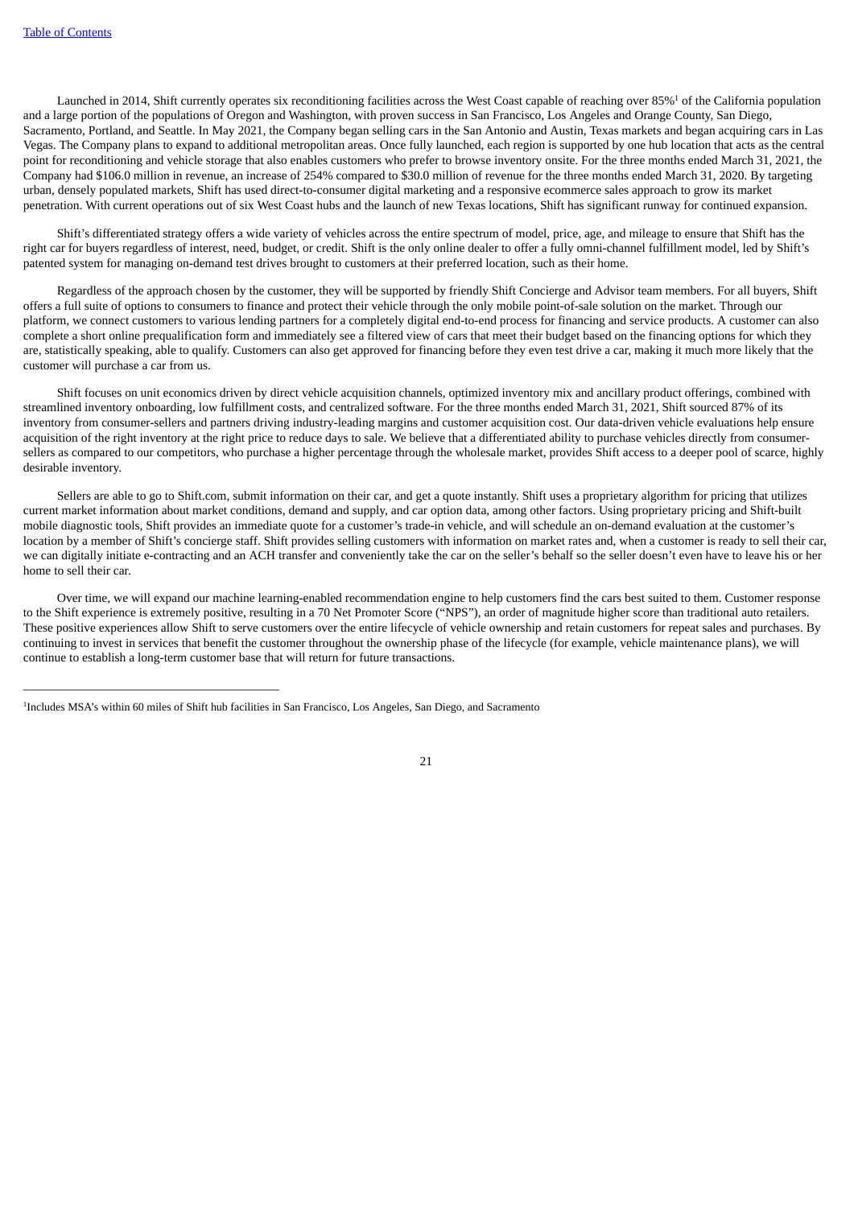Launched in 2014, Shift currently operates six reconditioning facilities across the West Coast capable of reaching over 85%[1] of the California population and a large portion of the populations of Oregon and Washington, with proven success in San Francisco, Los Angeles and Orange County, San Diego, Sacramento, Portland, and Seattle. In May 2021, the Company began selling cars in the San Antonio and Austin, Texas markets and began acquiring cars in Las Vegas. The Company plans to expand to additional metropolitan areas. Once fully launched, each region is supported by one hub location that acts as the central point for reconditioning and vehicle storage that also enables customers who prefer to browse inventory onsite. For the three months ended March 31, 2021, the Company had $106.0 million in revenue, an increase of 254% compared to $30.0 million of revenue for the three months ended March 31, 2020. By targeting urban, densely populated markets, Shift has used direct-to-consumer digital marketing and a responsive ecommerce sales approach to grow its market penetration. With current operations out of six West Coast hubs and the launch of new Texas locations, Shift has significant runway for continued expansion.

Shift's differentiated strategy offers a wide variety of vehicles across the entire spectrum of model, price, age, and mileage to ensure that Shift has the right car for buyers regardless of interest, need, budget, or credit. Shift is the only online dealer to offer a fully omni-channel fulfillment model, led by Shift's patented system for managing on-demand test drives brought to customers at their preferred location, such as their home.

Regardless of the approach chosen by the customer, they will be supported by friendly Shift Concierge and Advisor team members. For all buyers, Shift offers a full suite of options to consumers to finance and protect their vehicle through the only mobile point-of-sale solution on the market. Through our platform, we connect customers to various lending partners for a completely digital end-to-end process for financing and service products. A customer can also complete a short online prequalification form and immediately see a filtered view of cars that meet their budget based on the financing options for which they are, statistically speaking, able to qualify. Customers can also get approved for financing before they even test drive a car, making it much more likely that the customer will purchase a car from us.

Shift focuses on unit economics driven by direct vehicle acquisition channels, optimized inventory mix and ancillary product offerings, combined with streamlined inventory onboarding, low fulfillment costs, and centralized software. For the three months ended March 31, 2021, Shift sourced 87% of its inventory from consumer-sellers and partners driving industry-leading margins and customer acquisition cost. Our data-driven vehicle evaluations help ensure acquisition of the right inventory at the right price to reduce days to sale. We believe that a differentiated ability to purchase vehicles directly from consumer-sellers as compared to our competitors, who purchase a higher percentage through the wholesale market, provides Shift access to a deeper pool of scarce, highly desirable inventory.

Sellers are able to go to Shift.com, submit information on their car, and get a quote instantly. Shift uses a proprietary algorithm for pricing that utilizes current market information about market conditions, demand and supply, and car option data, among other factors. Using proprietary pricing and Shift-built mobile diagnostic tools, Shift provides an immediate quote for a customer's trade-in vehicle, and will schedule an on-demand evaluation at the customer's location by a member of Shift's concierge staff. Shift provides selling customers with information on market rates and, when a customer is ready to sell their car, we can digitally initiate e-contracting and an ACH transfer and conveniently take the car on the seller's behalf so the seller doesn't even have to leave his or her home to sell their car.

Over time, we will expand our machine learning-enabled recommendation engine to help customers find the cars best suited to them. Customer response to the Shift experience is extremely positive, resulting in a 70 Net Promoter Score ("NPS"), an order of magnitude higher score than traditional auto retailers. These positive experiences allow Shift to serve customers over the entire lifecycle of vehicle ownership and retain customers for repeat sales and purchases. By continuing to invest in services that benefit the customer throughout the ownership phase of the lifecycle (for example, vehicle maintenance plans), we will continue to establish a long-term customer base that will return for future transactions.

---

[1]Includes MSA's within 60 miles of Shift hub facilities in San Francisco, Los Angeles, San Diego, and Sacramento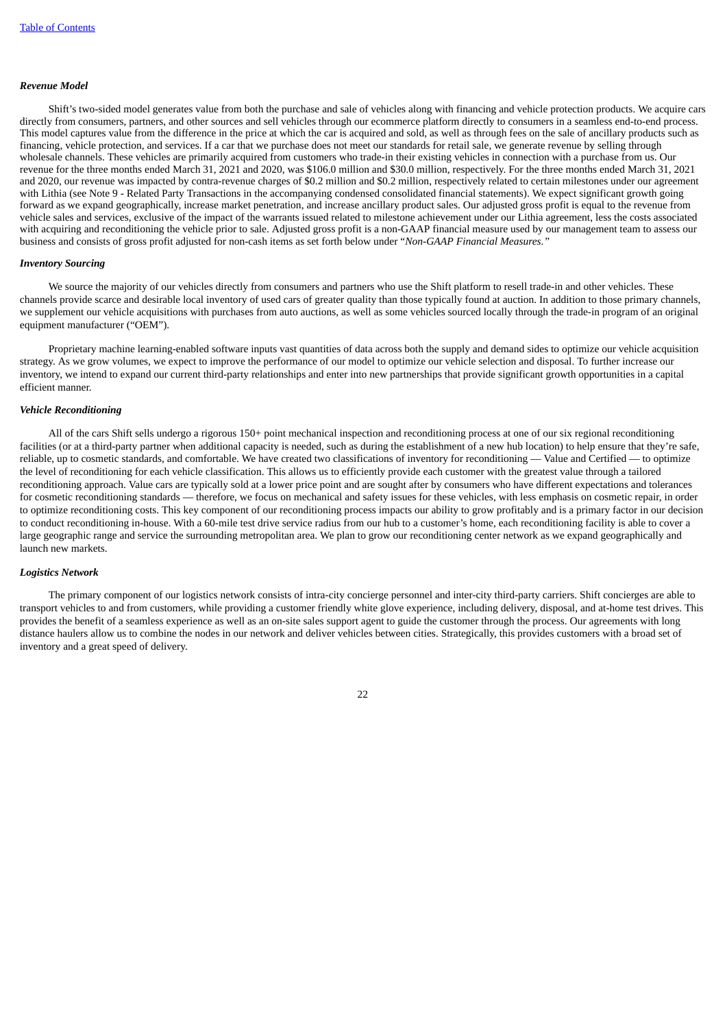### *Revenue Model*

Shift's two-sided model generates value from both the purchase and sale of vehicles along with financing and vehicle protection products. We acquire cars directly from consumers, partners, and other sources and sell vehicles through our ecommerce platform directly to consumers in a seamless end-to-end process. This model captures value from the difference in the price at which the car is acquired and sold, as well as through fees on the sale of ancillary products such as financing, vehicle protection, and services. If a car that we purchase does not meet our standards for retail sale, we generate revenue by selling through wholesale channels. These vehicles are primarily acquired from customers who trade-in their existing vehicles in connection with a purchase from us. Our revenue for the three months ended March 31, 2021 and 2020, was $106.0 million and $30.0 million, respectively. For the three months ended March 31, 2021 and 2020, our revenue was impacted by contra-revenue charges of $0.2 million and $0.2 million, respectively related to certain milestones under our agreement with Lithia (see Note 9 - Related Party Transactions in the accompanying condensed consolidated financial statements). We expect significant growth going forward as we expand geographically, increase market penetration, and increase ancillary product sales. Our adjusted gross profit is equal to the revenue from vehicle sales and services, exclusive of the impact of the warrants issued related to milestone achievement under our Lithia agreement, less the costs associated with acquiring and reconditioning the vehicle prior to sale. Adjusted gross profit is a non-GAAP financial measure used by our management team to assess our business and consists of gross profit adjusted for non-cash items as set forth below under "*Non-GAAP Financial Measures.*"

### *Inventory Sourcing*

We source the majority of our vehicles directly from consumers and partners who use the Shift platform to resell trade-in and other vehicles. These channels provide scarce and desirable local inventory of used cars of greater quality than those typically found at auction. In addition to those primary channels, we supplement our vehicle acquisitions with purchases from auto auctions, as well as some vehicles sourced locally through the trade-in program of an original equipment manufacturer ("OEM").

Proprietary machine learning-enabled software inputs vast quantities of data across both the supply and demand sides to optimize our vehicle acquisition strategy. As we grow volumes, we expect to improve the performance of our model to optimize our vehicle selection and disposal. To further increase our inventory, we intend to expand our current third-party relationships and enter into new partnerships that provide significant growth opportunities in a capital efficient manner.

### *Vehicle Reconditioning*

All of the cars Shift sells undergo a rigorous 150+ point mechanical inspection and reconditioning process at one of our six regional reconditioning facilities (or at a third-party partner when additional capacity is needed, such as during the establishment of a new hub location) to help ensure that they're safe, reliable, up to cosmetic standards, and comfortable. We have created two classifications of inventory for reconditioning — Value and Certified — to optimize the level of reconditioning for each vehicle classification. This allows us to efficiently provide each customer with the greatest value through a tailored reconditioning approach. Value cars are typically sold at a lower price point and are sought after by consumers who have different expectations and tolerances for cosmetic reconditioning standards — therefore, we focus on mechanical and safety issues for these vehicles, with less emphasis on cosmetic repair, in order to optimize reconditioning costs. This key component of our reconditioning process impacts our ability to grow profitably and is a primary factor in our decision to conduct reconditioning in-house. With a 60-mile test drive service radius from our hub to a customer's home, each reconditioning facility is able to cover a large geographic range and service the surrounding metropolitan area. We plan to grow our reconditioning center network as we expand geographically and launch new markets.

### *Logistics Network*

The primary component of our logistics network consists of intra-city concierge personnel and inter-city third-party carriers. Shift concierges are able to transport vehicles to and from customers, while providing a customer friendly white glove experience, including delivery, disposal, and at-home test drives. This provides the benefit of a seamless experience as well as an on-site sales support agent to guide the customer through the process. Our agreements with long distance haulers allow us to combine the nodes in our network and deliver vehicles between cities. Strategically, this provides customers with a broad set of inventory and a great speed of delivery.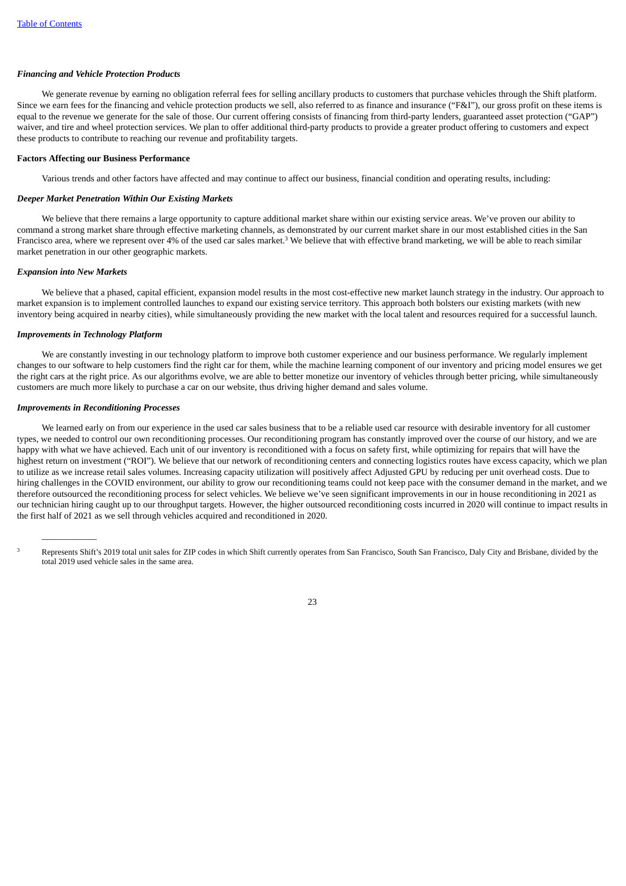### *Financing and Vehicle Protection Products*

We generate revenue by earning no obligation referral fees for selling ancillary products to customers that purchase vehicles through the Shift platform. Since we earn fees for the financing and vehicle protection products we sell, also referred to as finance and insurance ("F&I"), our gross profit on these items is equal to the revenue we generate for the sale of those. Our current offering consists of financing from third-party lenders, guaranteed asset protection ("GAP") waiver, and tire and wheel protection services. We plan to offer additional third-party products to provide a greater product offering to customers and expect these products to contribute to reaching our revenue and profitability targets.

**Factors Affecting our Business Performance**

Various trends and other factors have affected and may continue to affect our business, financial condition and operating results, including:

### *Deeper Market Penetration Within Our Existing Markets*

We believe that there remains a large opportunity to capture additional market share within our existing service areas. We've proven our ability to command a strong market share through effective marketing channels, as demonstrated by our current market share in our most established cities in the San Francisco area, where we represent over 4% of the used car sales market.[3] We believe that with effective brand marketing, we will be able to reach similar market penetration in our other geographic markets.

### *Expansion into New Markets*

We believe that a phased, capital efficient, expansion model results in the most cost-effective new market launch strategy in the industry. Our approach to market expansion is to implement controlled launches to expand our existing service territory. This approach both bolsters our existing markets (with new inventory being acquired in nearby cities), while simultaneously providing the new market with the local talent and resources required for a successful launch.

### *Improvements in Technology Platform*

We are constantly investing in our technology platform to improve both customer experience and our business performance. We regularly implement changes to our software to help customers find the right car for them, while the machine learning component of our inventory and pricing model ensures we get the right cars at the right price. As our algorithms evolve, we are able to better monetize our inventory of vehicles through better pricing, while simultaneously customers are much more likely to purchase a car on our website, thus driving higher demand and sales volume.

### *Improvements in Reconditioning Processes*

We learned early on from our experience in the used car sales business that to be a reliable used car resource with desirable inventory for all customer types, we needed to control our own reconditioning processes. Our reconditioning program has constantly improved over the course of our history, and we are happy with what we have achieved. Each unit of our inventory is reconditioned with a focus on safety first, while optimizing for repairs that will have the highest return on investment ("ROI"). We believe that our network of reconditioning centers and connecting logistics routes have excess capacity, which we plan to utilize as we increase retail sales volumes. Increasing capacity utilization will positively affect Adjusted GPU by reducing per unit overhead costs. Due to hiring challenges in the COVID environment, our ability to grow our reconditioning teams could not keep pace with the consumer demand in the market, and we therefore outsourced the reconditioning process for select vehicles. We believe we've seen significant improvements in our in house reconditioning in 2021 as our technician hiring caught up to our throughput targets. However, the higher outsourced reconditioning costs incurred in 2020 will continue to impact results in the first half of 2021 as we sell through vehicles acquired and reconditioned in 2020.

---

[3] Represents Shift's 2019 total unit sales for ZIP codes in which Shift currently operates from San Francisco, South San Francisco, Daly City and Brisbane, divided by the total 2019 used vehicle sales in the same area.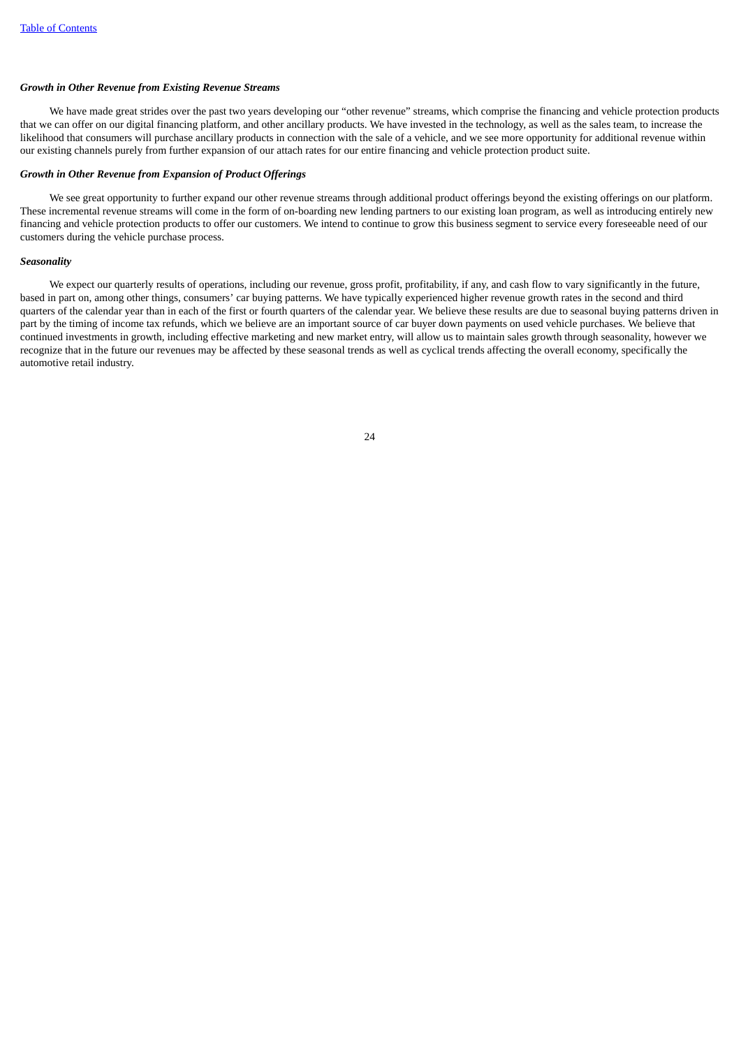***Growth in Other Revenue from Existing Revenue Streams***

We have made great strides over the past two years developing our “other revenue” streams, which comprise the financing and vehicle protection products that we can offer on our digital financing platform, and other ancillary products. We have invested in the technology, as well as the sales team, to increase the likelihood that consumers will purchase ancillary products in connection with the sale of a vehicle, and we see more opportunity for additional revenue within our existing channels purely from further expansion of our attach rates for our entire financing and vehicle protection product suite.

***Growth in Other Revenue from Expansion of Product Offerings***

We see great opportunity to further expand our other revenue streams through additional product offerings beyond the existing offerings on our platform. These incremental revenue streams will come in the form of on-boarding new lending partners to our existing loan program, as well as introducing entirely new financing and vehicle protection products to offer our customers. We intend to continue to grow this business segment to service every foreseeable need of our customers during the vehicle purchase process.

***Seasonality***

We expect our quarterly results of operations, including our revenue, gross profit, profitability, if any, and cash flow to vary significantly in the future, based in part on, among other things, consumers’ car buying patterns. We have typically experienced higher revenue growth rates in the second and third quarters of the calendar year than in each of the first or fourth quarters of the calendar year. We believe these results are due to seasonal buying patterns driven in part by the timing of income tax refunds, which we believe are an important source of car buyer down payments on used vehicle purchases. We believe that continued investments in growth, including effective marketing and new market entry, will allow us to maintain sales growth through seasonality, however we recognize that in the future our revenues may be affected by these seasonal trends as well as cyclical trends affecting the overall economy, specifically the automotive retail industry.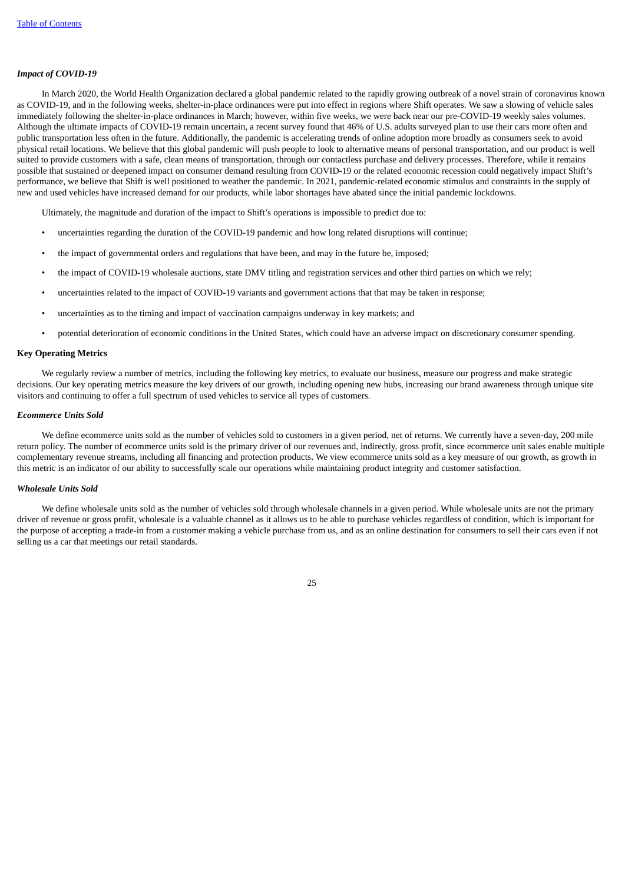### *Impact of COVID-19*

In March 2020, the World Health Organization declared a global pandemic related to the rapidly growing outbreak of a novel strain of coronavirus known as COVID-19, and in the following weeks, shelter-in-place ordinances were put into effect in regions where Shift operates. We saw a slowing of vehicle sales immediately following the shelter-in-place ordinances in March; however, within five weeks, we were back near our pre-COVID-19 weekly sales volumes. Although the ultimate impacts of COVID-19 remain uncertain, a recent survey found that 46% of U.S. adults surveyed plan to use their cars more often and public transportation less often in the future. Additionally, the pandemic is accelerating trends of online adoption more broadly as consumers seek to avoid physical retail locations. We believe that this global pandemic will push people to look to alternative means of personal transportation, and our product is well suited to provide customers with a safe, clean means of transportation, through our contactless purchase and delivery processes. Therefore, while it remains possible that sustained or deepened impact on consumer demand resulting from COVID-19 or the related economic recession could negatively impact Shift's performance, we believe that Shift is well positioned to weather the pandemic. In 2021, pandemic-related economic stimulus and constraints in the supply of new and used vehicles have increased demand for our products, while labor shortages have abated since the initial pandemic lockdowns.

Ultimately, the magnitude and duration of the impact to Shift's operations is impossible to predict due to:

- uncertainties regarding the duration of the COVID-19 pandemic and how long related disruptions will continue;
- the impact of governmental orders and regulations that have been, and may in the future be, imposed;
- the impact of COVID-19 wholesale auctions, state DMV titling and registration services and other third parties on which we rely;
- uncertainties related to the impact of COVID-19 variants and government actions that that may be taken in response;
- uncertainties as to the timing and impact of vaccination campaigns underway in key markets; and
- potential deterioration of economic conditions in the United States, which could have an adverse impact on discretionary consumer spending.

### **Key Operating Metrics**

We regularly review a number of metrics, including the following key metrics, to evaluate our business, measure our progress and make strategic decisions. Our key operating metrics measure the key drivers of our growth, including opening new hubs, increasing our brand awareness through unique site visitors and continuing to offer a full spectrum of used vehicles to service all types of customers.

### *Ecommerce Units Sold*

We define ecommerce units sold as the number of vehicles sold to customers in a given period, net of returns. We currently have a seven-day, 200 mile return policy. The number of ecommerce units sold is the primary driver of our revenues and, indirectly, gross profit, since ecommerce unit sales enable multiple complementary revenue streams, including all financing and protection products. We view ecommerce units sold as a key measure of our growth, as growth in this metric is an indicator of our ability to successfully scale our operations while maintaining product integrity and customer satisfaction.

### *Wholesale Units Sold*

We define wholesale units sold as the number of vehicles sold through wholesale channels in a given period. While wholesale units are not the primary driver of revenue or gross profit, wholesale is a valuable channel as it allows us to be able to purchase vehicles regardless of condition, which is important for the purpose of accepting a trade-in from a customer making a vehicle purchase from us, and as an online destination for consumers to sell their cars even if not selling us a car that meetings our retail standards.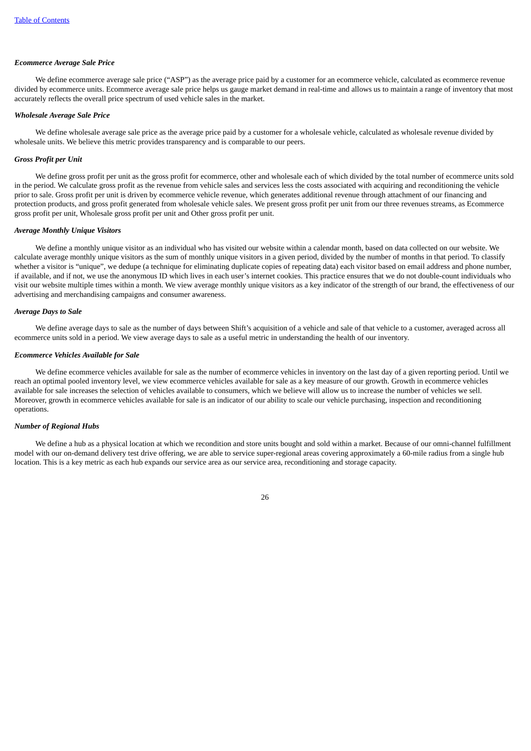***Ecommerce Average Sale Price***

We define ecommerce average sale price ("ASP") as the average price paid by a customer for an ecommerce vehicle, calculated as ecommerce revenue divided by ecommerce units. Ecommerce average sale price helps us gauge market demand in real-time and allows us to maintain a range of inventory that most accurately reflects the overall price spectrum of used vehicle sales in the market.

***Wholesale Average Sale Price***

We define wholesale average sale price as the average price paid by a customer for a wholesale vehicle, calculated as wholesale revenue divided by wholesale units. We believe this metric provides transparency and is comparable to our peers.

***Gross Profit per Unit***

We define gross profit per unit as the gross profit for ecommerce, other and wholesale each of which divided by the total number of ecommerce units sold in the period. We calculate gross profit as the revenue from vehicle sales and services less the costs associated with acquiring and reconditioning the vehicle prior to sale. Gross profit per unit is driven by ecommerce vehicle revenue, which generates additional revenue through attachment of our financing and protection products, and gross profit generated from wholesale vehicle sales. We present gross profit per unit from our three revenues streams, as Ecommerce gross profit per unit, Wholesale gross profit per unit and Other gross profit per unit.

***Average Monthly Unique Visitors***

We define a monthly unique visitor as an individual who has visited our website within a calendar month, based on data collected on our website. We calculate average monthly unique visitors as the sum of monthly unique visitors in a given period, divided by the number of months in that period. To classify whether a visitor is "unique", we dedupe (a technique for eliminating duplicate copies of repeating data) each visitor based on email address and phone number, if available, and if not, we use the anonymous ID which lives in each user's internet cookies. This practice ensures that we do not double-count individuals who visit our website multiple times within a month. We view average monthly unique visitors as a key indicator of the strength of our brand, the effectiveness of our advertising and merchandising campaigns and consumer awareness.

***Average Days to Sale***

We define average days to sale as the number of days between Shift's acquisition of a vehicle and sale of that vehicle to a customer, averaged across all ecommerce units sold in a period. We view average days to sale as a useful metric in understanding the health of our inventory.

***Ecommerce Vehicles Available for Sale***

We define ecommerce vehicles available for sale as the number of ecommerce vehicles in inventory on the last day of a given reporting period. Until we reach an optimal pooled inventory level, we view ecommerce vehicles available for sale as a key measure of our growth. Growth in ecommerce vehicles available for sale increases the selection of vehicles available to consumers, which we believe will allow us to increase the number of vehicles we sell. Moreover, growth in ecommerce vehicles available for sale is an indicator of our ability to scale our vehicle purchasing, inspection and reconditioning operations.

***Number of Regional Hubs***

We define a hub as a physical location at which we recondition and store units bought and sold within a market. Because of our omni-channel fulfillment model with our on-demand delivery test drive offering, we are able to service super-regional areas covering approximately a 60-mile radius from a single hub location. This is a key metric as each hub expands our service area as our service area, reconditioning and storage capacity.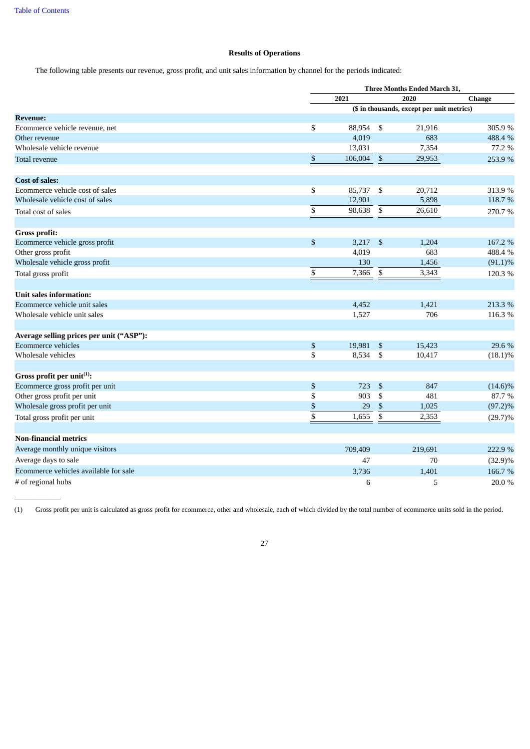## Results of Operations

The following table presents our revenue, gross profit, and unit sales information by channel for the periods indicated:

| | Three Months Ended March 31, | | |
|---|---|---|---|
| | 2021 | 2020 | Change |
| | ($ in thousands, except per unit metrics) | | |
| **Revenue:** | | | |
| Ecommerce vehicle revenue, net | $ 88,954 | $ 21,916 | 305.9 % |
| Other revenue | 4,019 | 683 | 488.4 % |
| Wholesale vehicle revenue | 13,031 | 7,354 | 77.2 % |
| Total revenue | $ 106,004 | $ 29,953 | 253.9 % |
| **Cost of sales:** | | | |
| Ecommerce vehicle cost of sales | $ 85,737 | $ 20,712 | 313.9 % |
| Wholesale vehicle cost of sales | 12,901 | 5,898 | 118.7 % |
| Total cost of sales | $ 98,638 | $ 26,610 | 270.7 % |
| **Gross profit:** | | | |
| Ecommerce vehicle gross profit | $ 3,217 | $ 1,204 | 167.2 % |
| Other gross profit | 4,019 | 683 | 488.4 % |
| Wholesale vehicle gross profit | 130 | 1,456 | (91.1)% |
| Total gross profit | $ 7,366 | $ 3,343 | 120.3 % |
| **Unit sales information:** | | | |
| Ecommerce vehicle unit sales | 4,452 | 1,421 | 213.3 % |
| Wholesale vehicle unit sales | 1,527 | 706 | 116.3 % |
| **Average selling prices per unit ("ASP"):** | | | |
| Ecommerce vehicles | $ 19,981 | $ 15,423 | 29.6 % |
| Wholesale vehicles | $ 8,534 | $ 10,417 | (18.1)% |
| **Gross profit per unit[(1)]:** | | | |
| Ecommerce gross profit per unit | $ 723 | $ 847 | (14.6)% |
| Other gross profit per unit | $ 903 | $ 481 | 87.7 % |
| Wholesale gross profit per unit | $ 29 | $ 1,025 | (97.2)% |
| Total gross profit per unit | $ 1,655 | $ 2,353 | (29.7)% |
| **Non-financial metrics** | | | |
| Average monthly unique visitors | 709,409 | 219,691 | 222.9 % |
| Average days to sale | 47 | 70 | (32.9)% |
| Ecommerce vehicles available for sale | 3,736 | 1,401 | 166.7 % |
| # of regional hubs | 6 | 5 | 20.0 % |

(1) Gross profit per unit is calculated as gross profit for ecommerce, other and wholesale, each of which divided by the total number of ecommerce units sold in the period.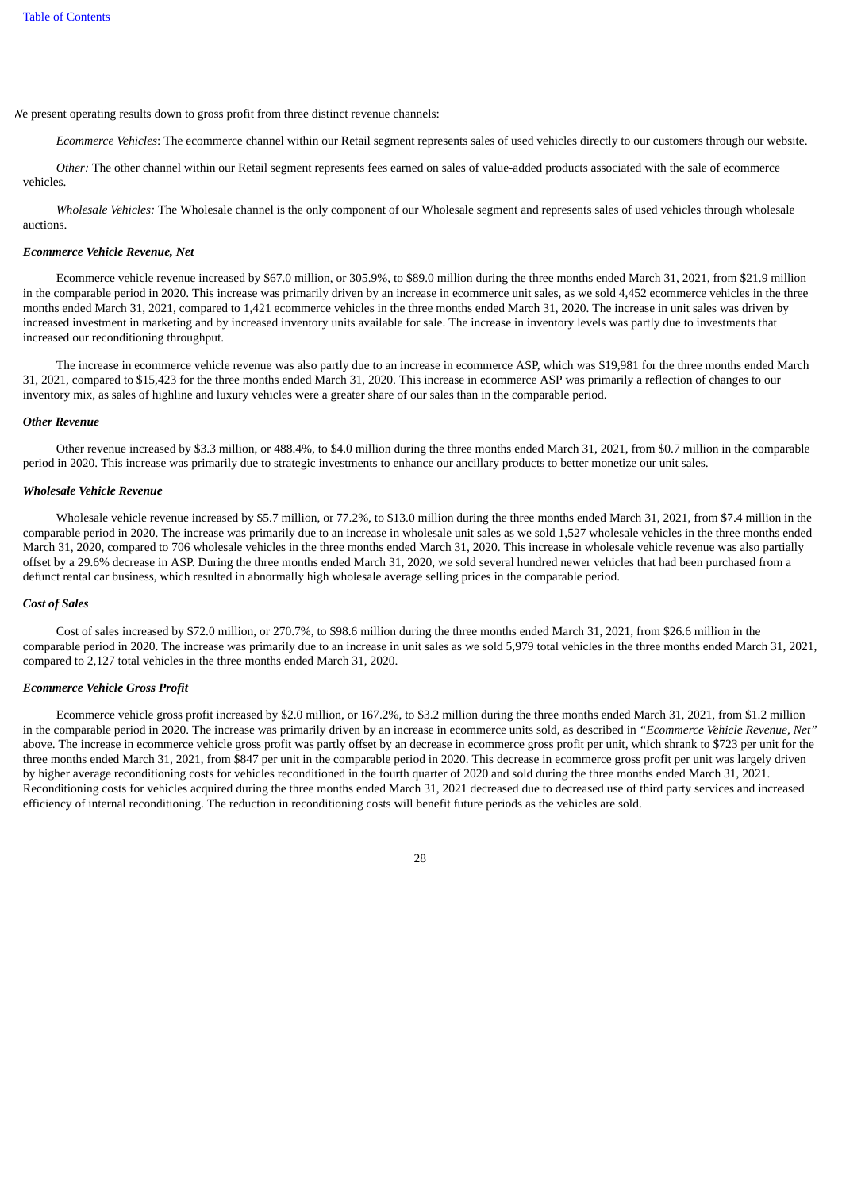We present operating results down to gross profit from three distinct revenue channels:

*Ecommerce Vehicles*: The ecommerce channel within our Retail segment represents sales of used vehicles directly to our customers through our website.

*Other:* The other channel within our Retail segment represents fees earned on sales of value-added products associated with the sale of ecommerce vehicles.

*Wholesale Vehicles:* The Wholesale channel is the only component of our Wholesale segment and represents sales of used vehicles through wholesale auctions.

***Ecommerce Vehicle Revenue, Net***

Ecommerce vehicle revenue increased by $67.0 million, or 305.9%, to $89.0 million during the three months ended March 31, 2021, from $21.9 million in the comparable period in 2020. This increase was primarily driven by an increase in ecommerce unit sales, as we sold 4,452 ecommerce vehicles in the three months ended March 31, 2021, compared to 1,421 ecommerce vehicles in the three months ended March 31, 2020. The increase in unit sales was driven by increased investment in marketing and by increased inventory units available for sale. The increase in inventory levels was partly due to investments that increased our reconditioning throughput.

The increase in ecommerce vehicle revenue was also partly due to an increase in ecommerce ASP, which was $19,981 for the three months ended March 31, 2021, compared to $15,423 for the three months ended March 31, 2020. This increase in ecommerce ASP was primarily a reflection of changes to our inventory mix, as sales of highline and luxury vehicles were a greater share of our sales than in the comparable period.

***Other Revenue***

Other revenue increased by $3.3 million, or 488.4%, to $4.0 million during the three months ended March 31, 2021, from $0.7 million in the comparable period in 2020. This increase was primarily due to strategic investments to enhance our ancillary products to better monetize our unit sales.

***Wholesale Vehicle Revenue***

Wholesale vehicle revenue increased by $5.7 million, or 77.2%, to $13.0 million during the three months ended March 31, 2021, from $7.4 million in the comparable period in 2020. The increase was primarily due to an increase in wholesale unit sales as we sold 1,527 wholesale vehicles in the three months ended March 31, 2020, compared to 706 wholesale vehicles in the three months ended March 31, 2020. This increase in wholesale vehicle revenue was also partially offset by a 29.6% decrease in ASP. During the three months ended March 31, 2020, we sold several hundred newer vehicles that had been purchased from a defunct rental car business, which resulted in abnormally high wholesale average selling prices in the comparable period.

***Cost of Sales***

Cost of sales increased by $72.0 million, or 270.7%, to $98.6 million during the three months ended March 31, 2021, from $26.6 million in the comparable period in 2020. The increase was primarily due to an increase in unit sales as we sold 5,979 total vehicles in the three months ended March 31, 2021, compared to 2,127 total vehicles in the three months ended March 31, 2020.

***Ecommerce Vehicle Gross Profit***

Ecommerce vehicle gross profit increased by $2.0 million, or 167.2%, to $3.2 million during the three months ended March 31, 2021, from $1.2 million in the comparable period in 2020. The increase was primarily driven by an increase in ecommerce units sold, as described in *"Ecommerce Vehicle Revenue, Net"* above. The increase in ecommerce vehicle gross profit was partly offset by a decrease in ecommerce gross profit per unit, which shrank to $723 per unit for the three months ended March 31, 2021, from $847 per unit in the comparable period in 2020. This decrease in ecommerce gross profit per unit was largely driven by higher average reconditioning costs for vehicles reconditioned in the fourth quarter of 2020 and sold during the three months ended March 31, 2021. Reconditioning costs for vehicles acquired during the three months ended March 31, 2021 decreased due to decreased use of third party services and increased efficiency of internal reconditioning. The reduction in reconditioning costs will benefit future periods as the vehicles are sold.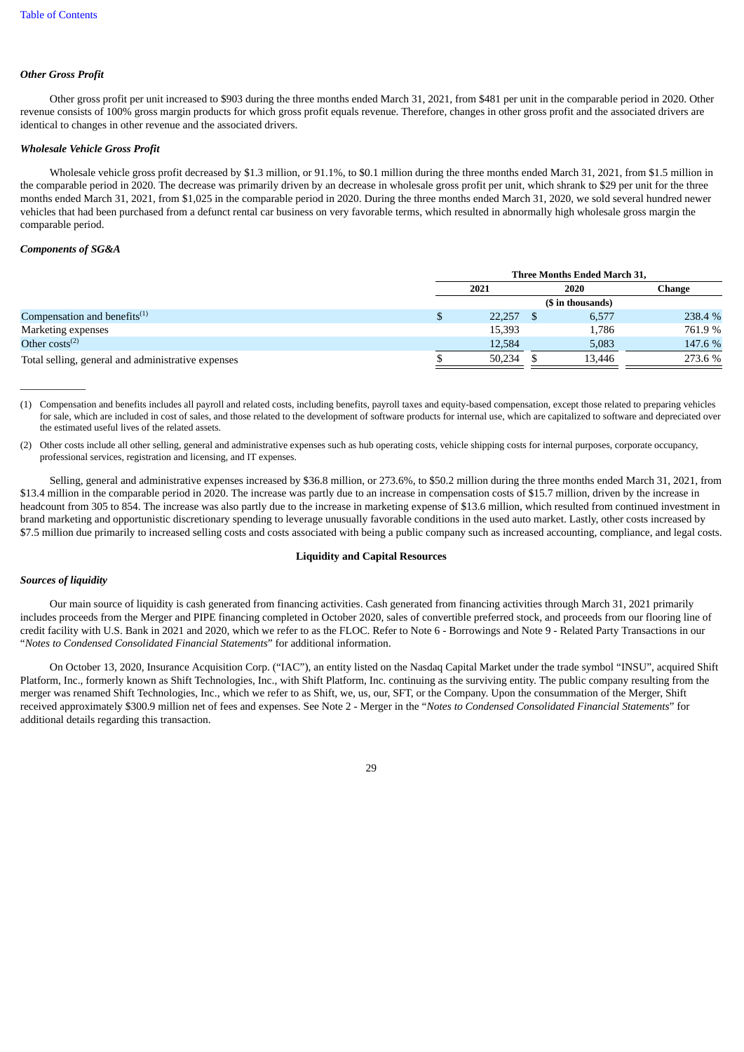### *Other Gross Profit*

Other gross profit per unit increased to $903 during the three months ended March 31, 2021, from $481 per unit in the comparable period in 2020. Other revenue consists of 100% gross margin products for which gross profit equals revenue. Therefore, changes in other gross profit and the associated drivers are identical to changes in other revenue and the associated drivers.

### *Wholesale Vehicle Gross Profit*

Wholesale vehicle gross profit decreased by $1.3 million, or 91.1%, to $0.1 million during the three months ended March 31, 2021, from $1.5 million in the comparable period in 2020. The decrease was primarily driven by an decrease in wholesale gross profit per unit, which shrank to $29 per unit for the three months ended March 31, 2021, from $1,025 in the comparable period in 2020. During the three months ended March 31, 2020, we sold several hundred newer vehicles that had been purchased from a defunct rental car business on very favorable terms, which resulted in abnormally high wholesale gross margin the comparable period.

### *Components of SG&A*

| | Three Months Ended March 31, | | |
|---|---|---|---|
| | 2021 | 2020 | Change |
| | ($ in thousands) | | |
| Compensation and benefits[(1)] | $ 22,257 | $ 6,577 | 238.4 % |
| Marketing expenses | 15,393 | 1,786 | 761.9 % |
| Other costs[(2)] | 12,584 | 5,083 | 147.6 % |
| Total selling, general and administrative expenses | $ 50,234 | $ 13,446 | 273.6 % |

(1) Compensation and benefits includes all payroll and related costs, including benefits, payroll taxes and equity-based compensation, except those related to preparing vehicles for sale, which are included in cost of sales, and those related to the development of software products for internal use, which are capitalized to software and depreciated over the estimated useful lives of the related assets.

(2) Other costs include all other selling, general and administrative expenses such as hub operating costs, vehicle shipping costs for internal purposes, corporate occupancy, professional services, registration and licensing, and IT expenses.

Selling, general and administrative expenses increased by $36.8 million, or 273.6%, to $50.2 million during the three months ended March 31, 2021, from $13.4 million in the comparable period in 2020. The increase was partly due to an increase in compensation costs of $15.7 million, driven by the increase in headcount from 305 to 854. The increase was also partly due to the increase in marketing expense of $13.6 million, which resulted from continued investment in brand marketing and opportunistic discretionary spending to leverage unusually favorable conditions in the used auto market. Lastly, other costs increased by $7.5 million due primarily to increased selling costs and costs associated with being a public company such as increased accounting, compliance, and legal costs.

## Liquidity and Capital Resources

### *Sources of liquidity*

Our main source of liquidity is cash generated from financing activities. Cash generated from financing activities through March 31, 2021 primarily includes proceeds from the Merger and PIPE financing completed in October 2020, sales of convertible preferred stock, and proceeds from our flooring line of credit facility with U.S. Bank in 2021 and 2020, which we refer to as the FLOC. Refer to Note 6 - Borrowings and Note 9 - Related Party Transactions in our "*Notes to Condensed Consolidated Financial Statements*" for additional information.

On October 13, 2020, Insurance Acquisition Corp. ("IAC"), an entity listed on the Nasdaq Capital Market under the trade symbol "INSU", acquired Shift Platform, Inc., formerly known as Shift Technologies, Inc., with Shift Platform, Inc. continuing as the surviving entity. The public company resulting from the merger was renamed Shift Technologies, Inc., which we refer to as Shift, we, us, our, SFT, or the Company. Upon the consummation of the Merger, Shift received approximately $300.9 million net of fees and expenses. See Note 2 - Merger in the "*Notes to Condensed Consolidated Financial Statements*" for additional details regarding this transaction.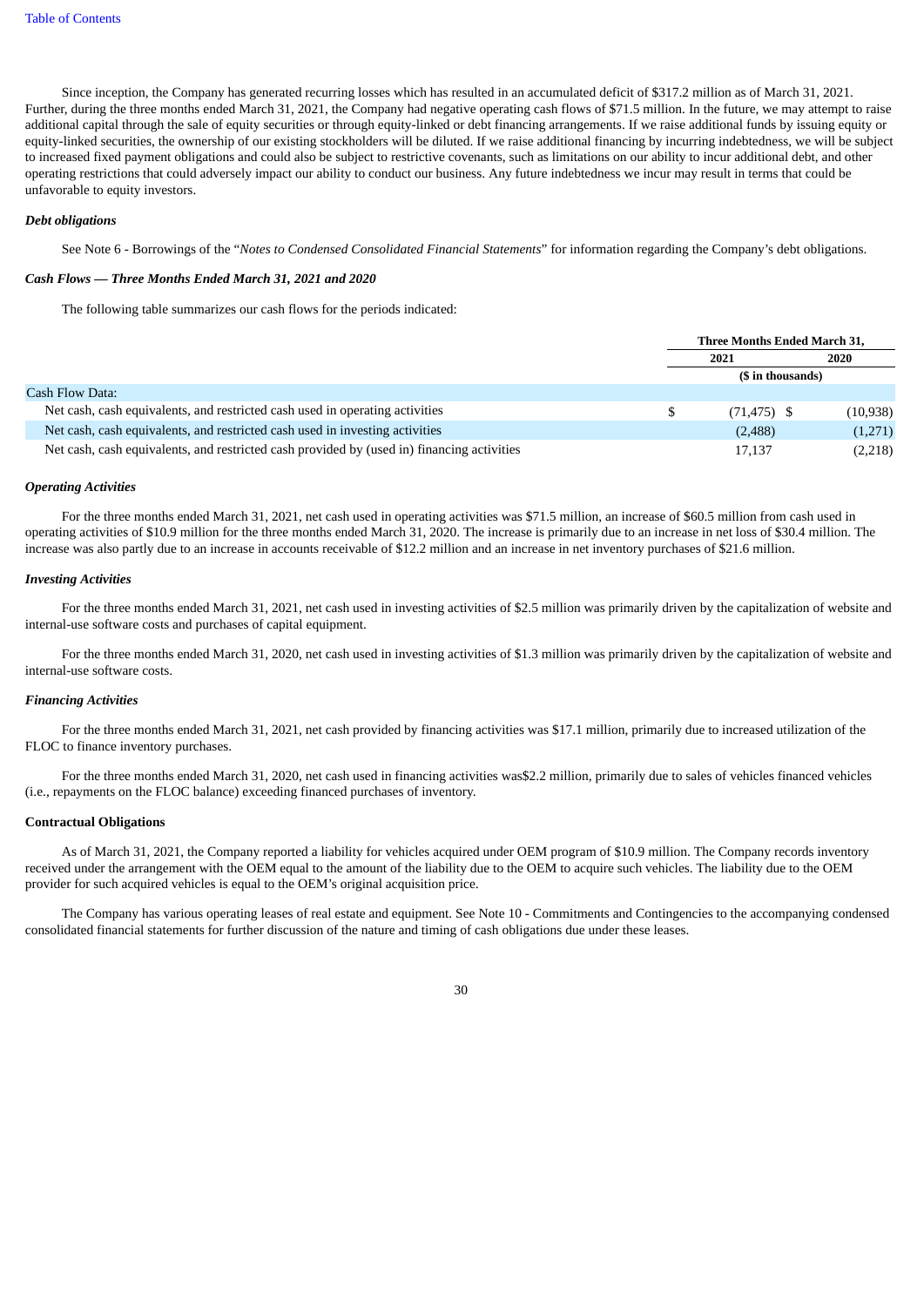Since inception, the Company has generated recurring losses which has resulted in an accumulated deficit of $317.2 million as of March 31, 2021. Further, during the three months ended March 31, 2021, the Company had negative operating cash flows of $71.5 million. In the future, we may attempt to raise additional capital through the sale of equity securities or through equity-linked or debt financing arrangements. If we raise additional funds by issuing equity or equity-linked securities, the ownership of our existing stockholders will be diluted. If we raise additional financing by incurring indebtedness, we will be subject to increased fixed payment obligations and could also be subject to restrictive covenants, such as limitations on our ability to incur additional debt, and other operating restrictions that could adversely impact our ability to conduct our business. Any future indebtedness we incur may result in terms that could be unfavorable to equity investors.

***Debt obligations***

See Note 6 - Borrowings of the "*Notes to Condensed Consolidated Financial Statements*" for information regarding the Company's debt obligations.

***Cash Flows — Three Months Ended March 31, 2021 and 2020***

The following table summarizes our cash flows for the periods indicated:

| | Three Months Ended March 31, | |
|---|---|---|
| | 2021 | 2020 |
| | ($ in thousands) | |
| Cash Flow Data: | | |
| Net cash, cash equivalents, and restricted cash used in operating activities | $ (71,475) | $ (10,938) |
| Net cash, cash equivalents, and restricted cash used in investing activities | (2,488) | (1,271) |
| Net cash, cash equivalents, and restricted cash provided by (used in) financing activities | 17,137 | (2,218) |

***Operating Activities***

For the three months ended March 31, 2021, net cash used in operating activities was $71.5 million, an increase of $60.5 million from cash used in operating activities of $10.9 million for the three months ended March 31, 2020. The increase is primarily due to an increase in net loss of $30.4 million. The increase was also partly due to an increase in accounts receivable of $12.2 million and an increase in net inventory purchases of $21.6 million.

***Investing Activities***

For the three months ended March 31, 2021, net cash used in investing activities of $2.5 million was primarily driven by the capitalization of website and internal-use software costs and purchases of capital equipment.

For the three months ended March 31, 2020, net cash used in investing activities of $1.3 million was primarily driven by the capitalization of website and internal-use software costs.

***Financing Activities***

For the three months ended March 31, 2021, net cash provided by financing activities was $17.1 million, primarily due to increased utilization of the FLOC to finance inventory purchases.

For the three months ended March 31, 2020, net cash used in financing activities was$2.2 million, primarily due to sales of vehicles financed vehicles (i.e., repayments on the FLOC balance) exceeding financed purchases of inventory.

**Contractual Obligations**

As of March 31, 2021, the Company reported a liability for vehicles acquired under OEM program of $10.9 million. The Company records inventory received under the arrangement with the OEM equal to the amount of the liability due to the OEM to acquire such vehicles. The liability due to the OEM provider for such acquired vehicles is equal to the OEM's original acquisition price.

The Company has various operating leases of real estate and equipment. See Note 10 - Commitments and Contingencies to the accompanying condensed consolidated financial statements for further discussion of the nature and timing of cash obligations due under these leases.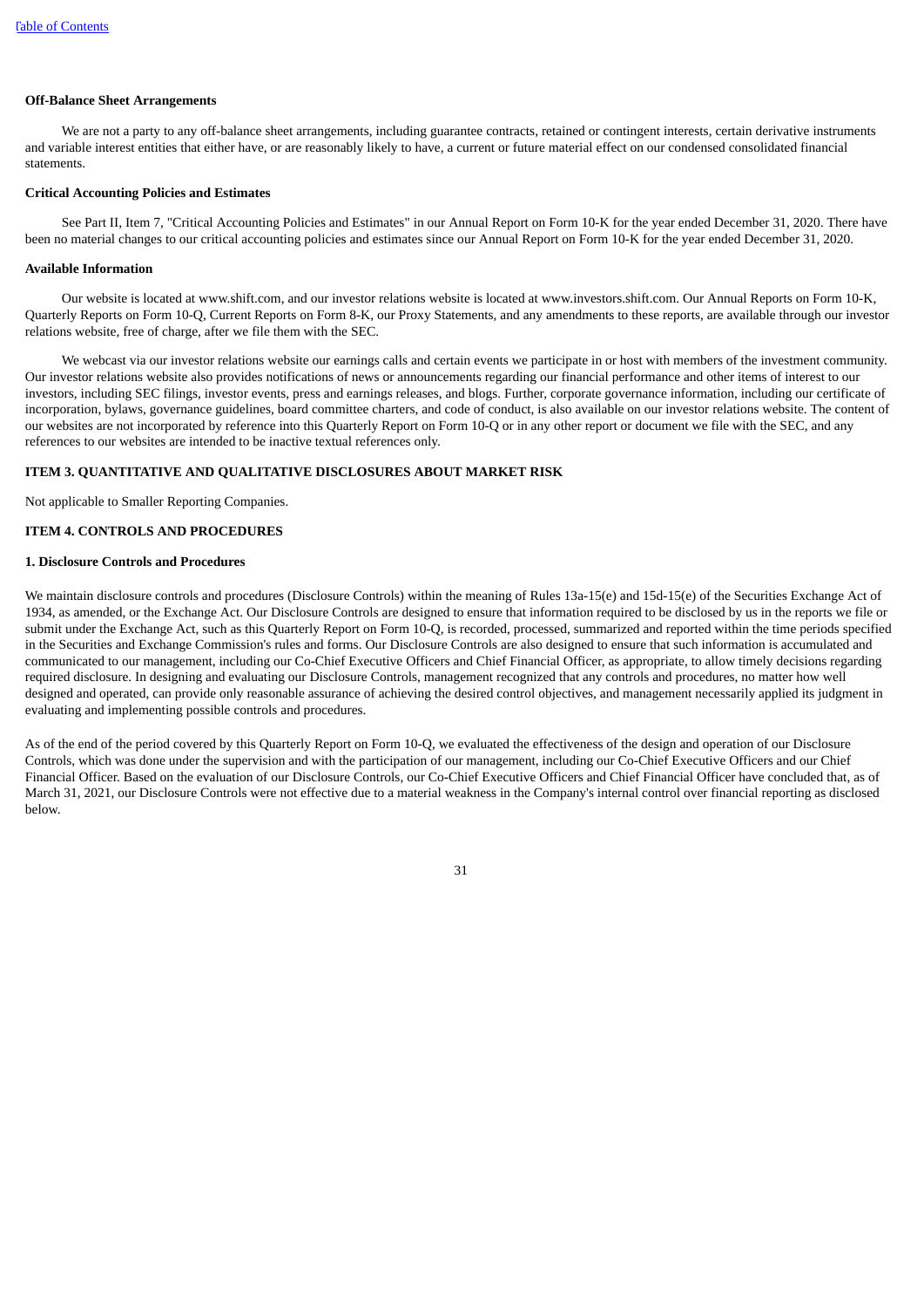**Off-Balance Sheet Arrangements**

We are not a party to any off-balance sheet arrangements, including guarantee contracts, retained or contingent interests, certain derivative instruments and variable interest entities that either have, or are reasonably likely to have, a current or future material effect on our condensed consolidated financial statements.

**Critical Accounting Policies and Estimates**

See Part II, Item 7, "Critical Accounting Policies and Estimates" in our Annual Report on Form 10-K for the year ended December 31, 2020. There have been no material changes to our critical accounting policies and estimates since our Annual Report on Form 10-K for the year ended December 31, 2020.

**Available Information**

Our website is located at www.shift.com, and our investor relations website is located at www.investors.shift.com. Our Annual Reports on Form 10-K, Quarterly Reports on Form 10-Q, Current Reports on Form 8-K, our Proxy Statements, and any amendments to these reports, are available through our investor relations website, free of charge, after we file them with the SEC.

We webcast via our investor relations website our earnings calls and certain events we participate in or host with members of the investment community. Our investor relations website also provides notifications of news or announcements regarding our financial performance and other items of interest to our investors, including SEC filings, investor events, press and earnings releases, and blogs. Further, corporate governance information, including our certificate of incorporation, bylaws, governance guidelines, board committee charters, and code of conduct, is also available on our investor relations website. The content of our websites are not incorporated by reference into this Quarterly Report on Form 10-Q or in any other report or document we file with the SEC, and any references to our websites are intended to be inactive textual references only.

**ITEM 3. QUANTITATIVE AND QUALITATIVE DISCLOSURES ABOUT MARKET RISK**

Not applicable to Smaller Reporting Companies.

**ITEM 4. CONTROLS AND PROCEDURES**

**1. Disclosure Controls and Procedures**

We maintain disclosure controls and procedures (Disclosure Controls) within the meaning of Rules 13a-15(e) and 15d-15(e) of the Securities Exchange Act of 1934, as amended, or the Exchange Act. Our Disclosure Controls are designed to ensure that information required to be disclosed by us in the reports we file or submit under the Exchange Act, such as this Quarterly Report on Form 10-Q, is recorded, processed, summarized and reported within the time periods specified in the Securities and Exchange Commission's rules and forms. Our Disclosure Controls are also designed to ensure that such information is accumulated and communicated to our management, including our Co-Chief Executive Officers and Chief Financial Officer, as appropriate, to allow timely decisions regarding required disclosure. In designing and evaluating our Disclosure Controls, management recognized that any controls and procedures, no matter how well designed and operated, can provide only reasonable assurance of achieving the desired control objectives, and management necessarily applied its judgment in evaluating and implementing possible controls and procedures.

As of the end of the period covered by this Quarterly Report on Form 10-Q, we evaluated the effectiveness of the design and operation of our Disclosure Controls, which was done under the supervision and with the participation of our management, including our Co-Chief Executive Officers and our Chief Financial Officer. Based on the evaluation of our Disclosure Controls, our Co-Chief Executive Officers and Chief Financial Officer have concluded that, as of March 31, 2021, our Disclosure Controls were not effective due to a material weakness in the Company's internal control over financial reporting as disclosed below.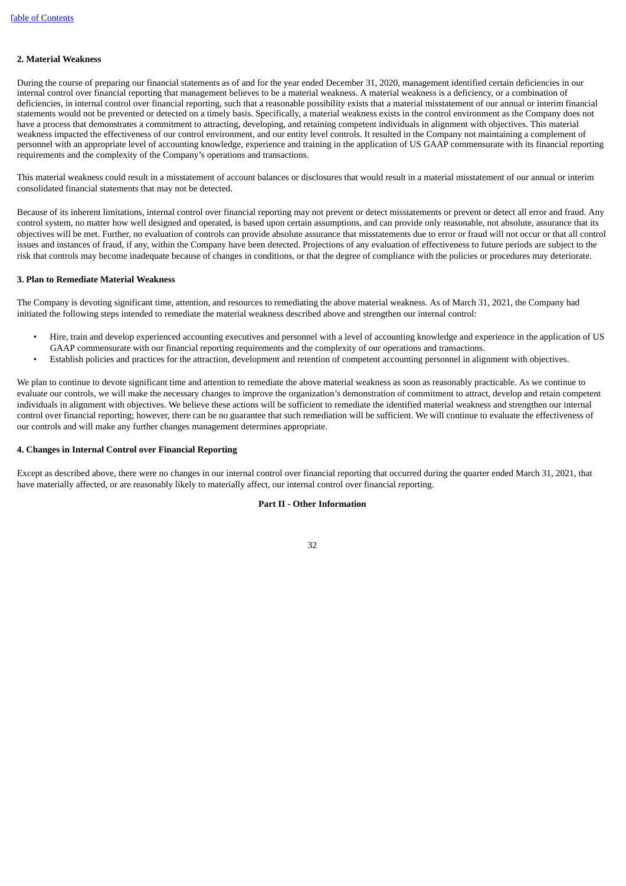**2. Material Weakness**

During the course of preparing our financial statements as of and for the year ended December 31, 2020, management identified certain deficiencies in our internal control over financial reporting that management believes to be a material weakness. A material weakness is a deficiency, or a combination of deficiencies, in internal control over financial reporting, such that a reasonable possibility exists that a material misstatement of our annual or interim financial statements would not be prevented or detected on a timely basis. Specifically, a material weakness exists in the control environment as the Company does not have a process that demonstrates a commitment to attracting, developing, and retaining competent individuals in alignment with objectives. This material weakness impacted the effectiveness of our control environment, and our entity level controls. It resulted in the Company not maintaining a complement of personnel with an appropriate level of accounting knowledge, experience and training in the application of US GAAP commensurate with its financial reporting requirements and the complexity of the Company's operations and transactions.

This material weakness could result in a misstatement of account balances or disclosures that would result in a material misstatement of our annual or interim consolidated financial statements that may not be detected.

Because of its inherent limitations, internal control over financial reporting may not prevent or detect misstatements or prevent or detect all error and fraud. Any control system, no matter how well designed and operated, is based upon certain assumptions, and can provide only reasonable, not absolute, assurance that its objectives will be met. Further, no evaluation of controls can provide absolute assurance that misstatements due to error or fraud will not occur or that all control issues and instances of fraud, if any, within the Company have been detected. Projections of any evaluation of effectiveness to future periods are subject to the risk that controls may become inadequate because of changes in conditions, or that the degree of compliance with the policies or procedures may deteriorate.

**3. Plan to Remediate Material Weakness**

The Company is devoting significant time, attention, and resources to remediating the above material weakness. As of March 31, 2021, the Company had initiated the following steps intended to remediate the material weakness described above and strengthen our internal control:

- Hire, train and develop experienced accounting executives and personnel with a level of accounting knowledge and experience in the application of US GAAP commensurate with our financial reporting requirements and the complexity of our operations and transactions.
- Establish policies and practices for the attraction, development and retention of competent accounting personnel in alignment with objectives.

We plan to continue to devote significant time and attention to remediate the above material weakness as soon as reasonably practicable. As we continue to evaluate our controls, we will make the necessary changes to improve the organization's demonstration of commitment to attract, develop and retain competent individuals in alignment with objectives. We believe these actions will be sufficient to remediate the identified material weakness and strengthen our internal control over financial reporting; however, there can be no guarantee that such remediation will be sufficient. We will continue to evaluate the effectiveness of our controls and will make any further changes management determines appropriate.

**4. Changes in Internal Control over Financial Reporting**

Except as described above, there were no changes in our internal control over financial reporting that occurred during the quarter ended March 31, 2021, that have materially affected, or are reasonably likely to materially affect, our internal control over financial reporting.

## Part II - Other Information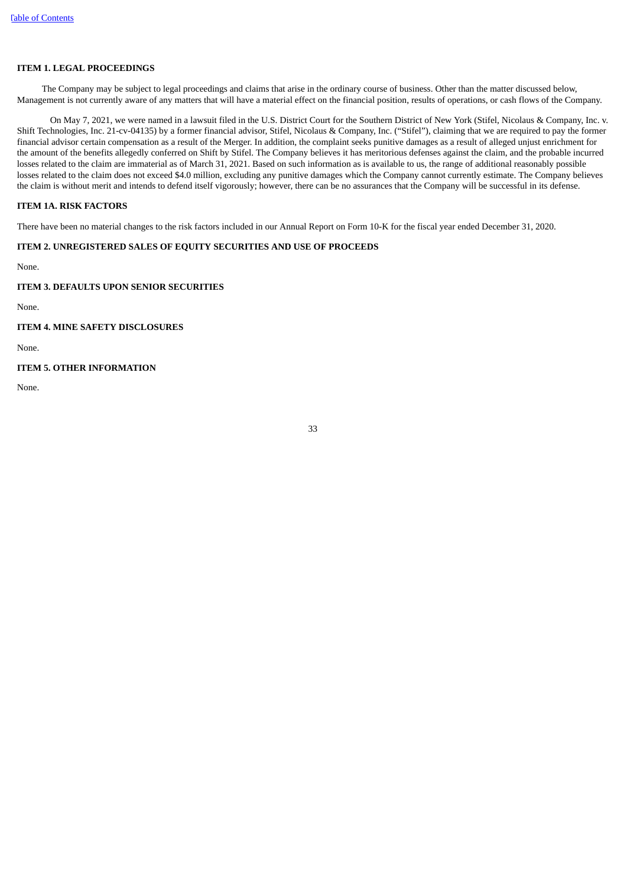## ITEM 1. LEGAL PROCEEDINGS

The Company may be subject to legal proceedings and claims that arise in the ordinary course of business. Other than the matter discussed below, Management is not currently aware of any matters that will have a material effect on the financial position, results of operations, or cash flows of the Company.

On May 7, 2021, we were named in a lawsuit filed in the U.S. District Court for the Southern District of New York (Stifel, Nicolaus & Company, Inc. v. Shift Technologies, Inc. 21-cv-04135) by a former financial advisor, Stifel, Nicolaus & Company, Inc. ("Stifel"), claiming that we are required to pay the former financial advisor certain compensation as a result of the Merger. In addition, the complaint seeks punitive damages as a result of alleged unjust enrichment for the amount of the benefits allegedly conferred on Shift by Stifel. The Company believes it has meritorious defenses against the claim, and the probable incurred losses related to the claim are immaterial as of March 31, 2021. Based on such information as is available to us, the range of additional reasonably possible losses related to the claim does not exceed $4.0 million, excluding any punitive damages which the Company cannot currently estimate. The Company believes the claim is without merit and intends to defend itself vigorously; however, there can be no assurances that the Company will be successful in its defense.

## ITEM 1A. RISK FACTORS

There have been no material changes to the risk factors included in our Annual Report on Form 10-K for the fiscal year ended December 31, 2020.

## ITEM 2. UNREGISTERED SALES OF EQUITY SECURITIES AND USE OF PROCEEDS

None.

## ITEM 3. DEFAULTS UPON SENIOR SECURITIES

None.

## ITEM 4. MINE SAFETY DISCLOSURES

None.

## ITEM 5. OTHER INFORMATION

None.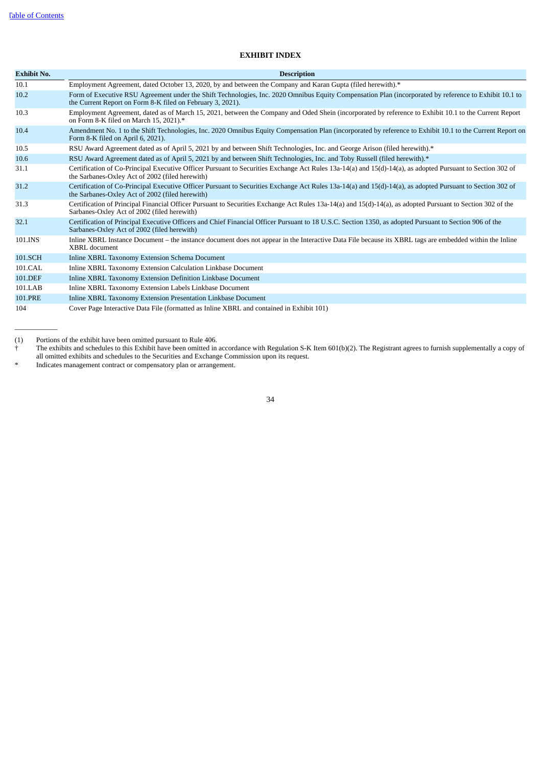# EXHIBIT INDEX

| Exhibit No. | Description |
|---|---|
| 10.1 | Employment Agreement, dated October 13, 2020, by and between the Company and Karan Gupta (filed herewith).* |
| 10.2 | Form of Executive RSU Agreement under the Shift Technologies, Inc. 2020 Omnibus Equity Compensation Plan (incorporated by reference to Exhibit 10.1 to the Current Report on Form 8-K filed on February 3, 2021). |
| 10.3 | Employment Agreement, dated as of March 15, 2021, between the Company and Oded Shein (incorporated by reference to Exhibit 10.1 to the Current Report on Form 8-K filed on March 15, 2021).* |
| 10.4 | Amendment No. 1 to the Shift Technologies, Inc. 2020 Omnibus Equity Compensation Plan (incorporated by reference to Exhibit 10.1 to the Current Report on Form 8-K filed on April 6, 2021). |
| 10.5 | RSU Award Agreement dated as of April 5, 2021 by and between Shift Technologies, Inc. and George Arison (filed herewith).* |
| 10.6 | RSU Award Agreement dated as of April 5, 2021 by and between Shift Technologies, Inc. and Toby Russell (filed herewith).* |
| 31.1 | Certification of Co-Principal Executive Officer Pursuant to Securities Exchange Act Rules 13a-14(a) and 15(d)-14(a), as adopted Pursuant to Section 302 of the Sarbanes-Oxley Act of 2002 (filed herewith) |
| 31.2 | Certification of Co-Principal Executive Officer Pursuant to Securities Exchange Act Rules 13a-14(a) and 15(d)-14(a), as adopted Pursuant to Section 302 of the Sarbanes-Oxley Act of 2002 (filed herewith) |
| 31.3 | Certification of Principal Financial Officer Pursuant to Securities Exchange Act Rules 13a-14(a) and 15(d)-14(a), as adopted Pursuant to Section 302 of the Sarbanes-Oxley Act of 2002 (filed herewith) |
| 32.1 | Certification of Principal Executive Officers and Chief Financial Officer Pursuant to 18 U.S.C. Section 1350, as adopted Pursuant to Section 906 of the Sarbanes-Oxley Act of 2002 (filed herewith) |
| 101.INS | Inline XBRL Instance Document – the instance document does not appear in the Interactive Data File because its XBRL tags are embedded within the Inline XBRL document |
| 101.SCH | Inline XBRL Taxonomy Extension Schema Document |
| 101.CAL | Inline XBRL Taxonomy Extension Calculation Linkbase Document |
| 101.DEF | Inline XBRL Taxonomy Extension Definition Linkbase Document |
| 101.LAB | Inline XBRL Taxonomy Extension Labels Linkbase Document |
| 101.PRE | Inline XBRL Taxonomy Extension Presentation Linkbase Document |
| 104 | Cover Page Interactive Data File (formatted as Inline XBRL and contained in Exhibit 101) |

___________

(1) Portions of the exhibit have been omitted pursuant to Rule 406.

† The exhibits and schedules to this Exhibit have been omitted in accordance with Regulation S-K Item 601(b)(2). The Registrant agrees to furnish supplementally a copy of all omitted exhibits and schedules to the Securities and Exchange Commission upon its request.

* Indicates management contract or compensatory plan or arrangement.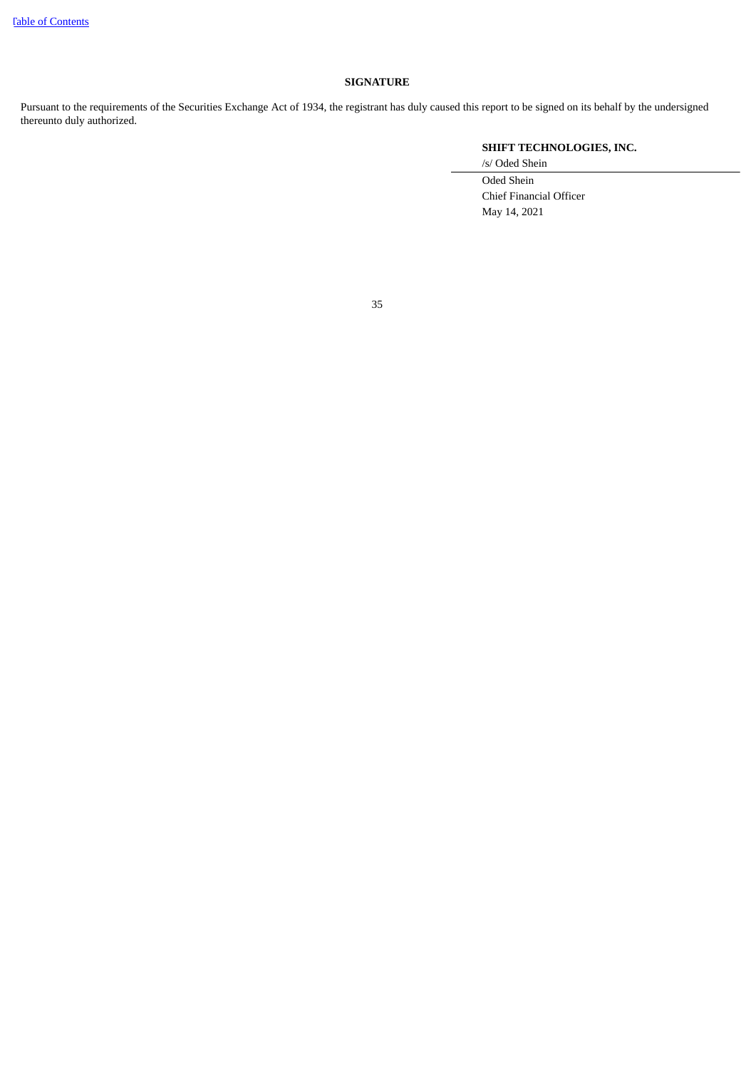## SIGNATURE

Pursuant to the requirements of the Securities Exchange Act of 1934, the registrant has duly caused this report to be signed on its behalf by the undersigned thereunto duly authorized.

**SHIFT TECHNOLOGIES, INC.**

/s/ Oded Shein

Oded Shein

Chief Financial Officer

May 14, 2021